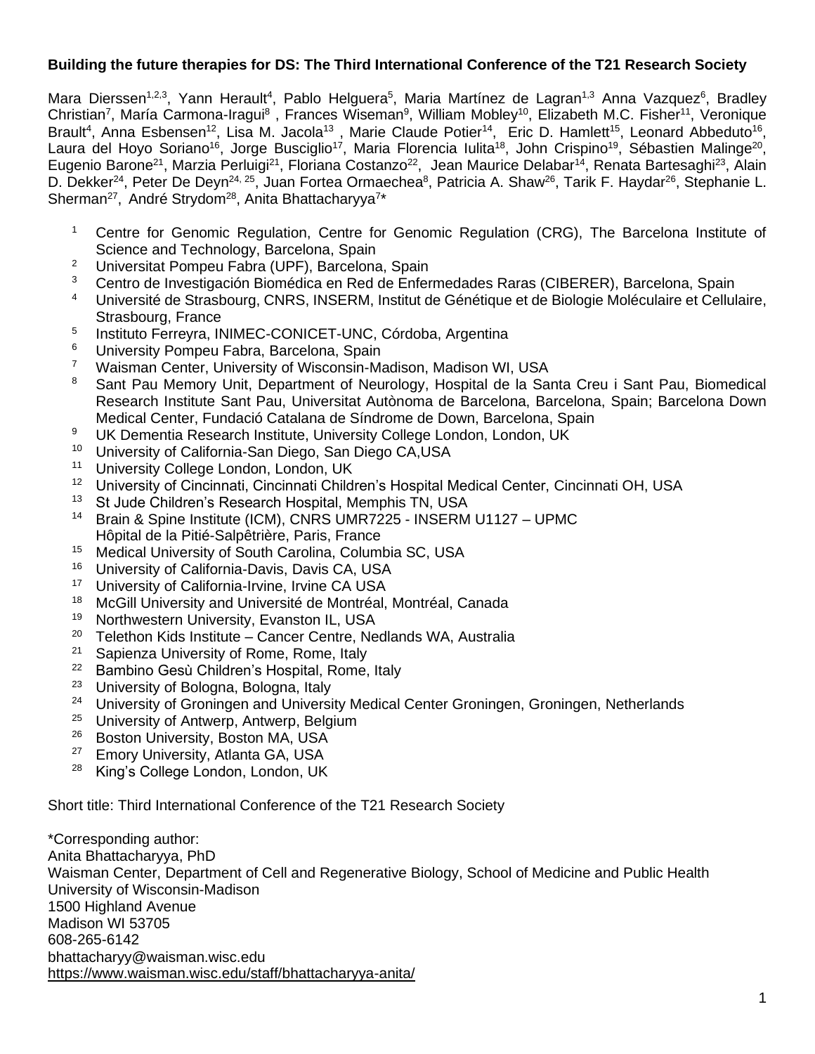**Building the future therapies for DS: The Third International Conference of the T21 Research Society**

Mara Dierssen[1,2,3], Yann Herault[4], Pablo Helguera[5], Maria Martínez de Lagran[1,3] Anna Vazquez[6], Bradley Christian[7], María Carmona-Iragui[8] , Frances Wiseman[9], William Mobley[10], Elizabeth M.C. Fisher[11], Veronique Brault[4], Anna Esbensen[12], Lisa M. Jacola[13] , Marie Claude Potier[14], Eric D. Hamlett[15], Leonard Abbeduto[16], Laura del Hoyo Soriano[16], Jorge Busciglio[17], Maria Florencia Iulita[18], John Crispino[19], Sébastien Malinge[20], Eugenio Barone[21], Marzia Perluigi[21], Floriana Costanzo[22], Jean Maurice Delabar[14], Renata Bartesaghi[23], Alain D. Dekker[24], Peter De Deyn[24, 25], Juan Fortea Ormaechea[8], Patricia A. Shaw[26], Tarik F. Haydar[26], Stephanie L. Sherman[27], André Strydom[28], Anita Bhattacharyya[7]*

1. Centre for Genomic Regulation, Centre for Genomic Regulation (CRG), The Barcelona Institute of Science and Technology, Barcelona, Spain
2. Universitat Pompeu Fabra (UPF), Barcelona, Spain
3. Centro de Investigación Biomédica en Red de Enfermedades Raras (CIBERER), Barcelona, Spain
4. Université de Strasbourg, CNRS, INSERM, Institut de Génétique et de Biologie Moléculaire et Cellulaire, Strasbourg, France
5. Instituto Ferreyra, INIMEC-CONICET-UNC, Córdoba, Argentina
6. University Pompeu Fabra, Barcelona, Spain
7. Waisman Center, University of Wisconsin-Madison, Madison WI, USA
8. Sant Pau Memory Unit, Department of Neurology, Hospital de la Santa Creu i Sant Pau, Biomedical Research Institute Sant Pau, Universitat Autònoma de Barcelona, Barcelona, Spain; Barcelona Down Medical Center, Fundació Catalana de Síndrome de Down, Barcelona, Spain
9. UK Dementia Research Institute, University College London, London, UK
10. University of California-San Diego, San Diego CA,USA
11. University College London, London, UK
12. University of Cincinnati, Cincinnati Children's Hospital Medical Center, Cincinnati OH, USA
13. St Jude Children's Research Hospital, Memphis TN, USA
14. Brain & Spine Institute (ICM), CNRS UMR7225 - INSERM U1127 – UPMC Hôpital de la Pitié-Salpêtrière, Paris, France
15. Medical University of South Carolina, Columbia SC, USA
16. University of California-Davis, Davis CA, USA
17. University of California-Irvine, Irvine CA USA
18. McGill University and Université de Montréal, Montréal, Canada
19. Northwestern University, Evanston IL, USA
20. Telethon Kids Institute – Cancer Centre, Nedlands WA, Australia
21. Sapienza University of Rome, Rome, Italy
22. Bambino Gesù Children's Hospital, Rome, Italy
23. University of Bologna, Bologna, Italy
24. University of Groningen and University Medical Center Groningen, Groningen, Netherlands
25. University of Antwerp, Antwerp, Belgium
26. Boston University, Boston MA, USA
27. Emory University, Atlanta GA, USA
28. King's College London, London, UK

Short title: Third International Conference of the T21 Research Society

*Corresponding author:
Anita Bhattacharyya, PhD
Waisman Center, Department of Cell and Regenerative Biology, School of Medicine and Public Health
University of Wisconsin-Madison
1500 Highland Avenue
Madison WI 53705
608-265-6142
bhattacharyy@waisman.wisc.edu
https://www.waisman.wisc.edu/staff/bhattacharyya-anita/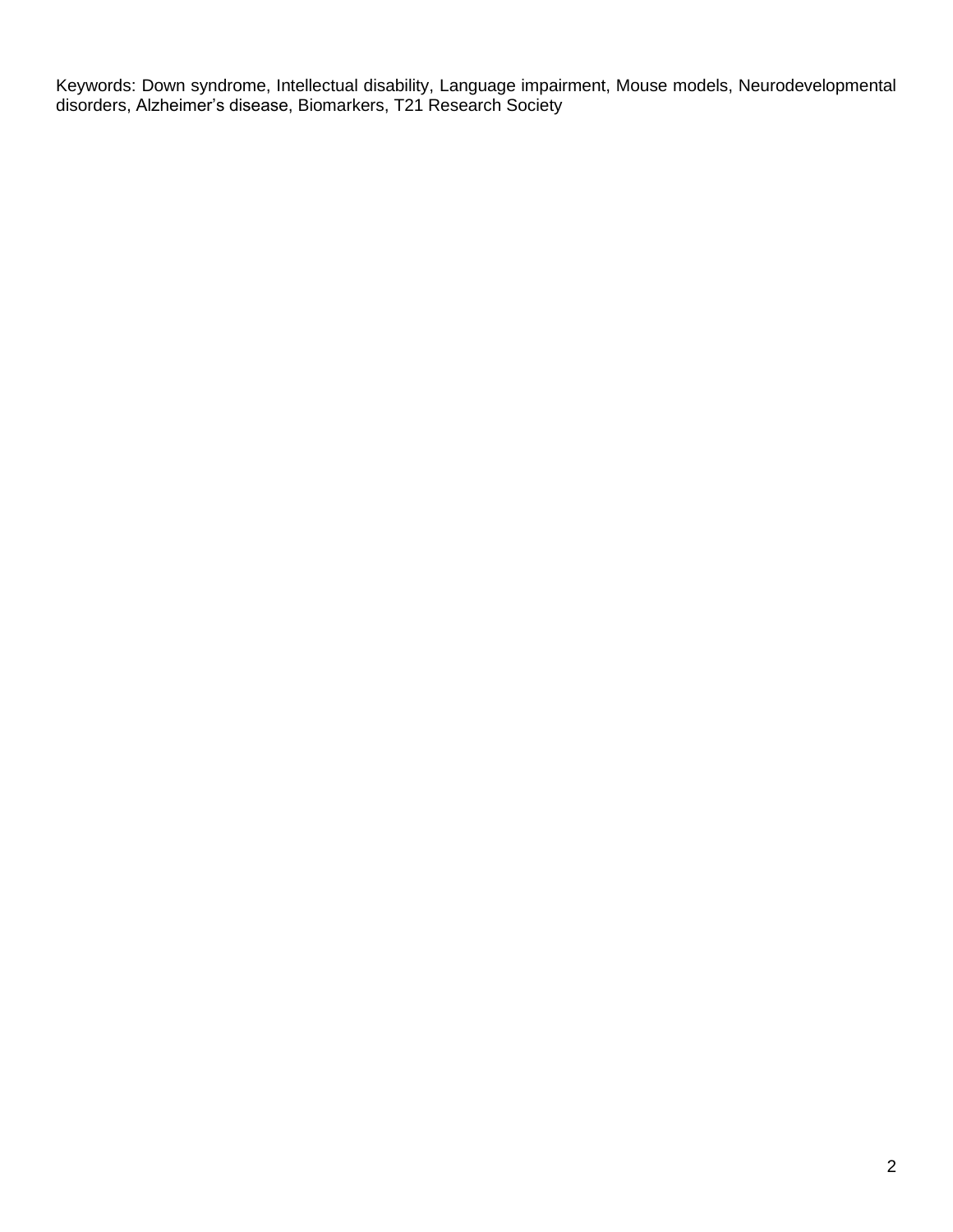Keywords: Down syndrome, Intellectual disability, Language impairment, Mouse models, Neurodevelopmental disorders, Alzheimer’s disease, Biomarkers, T21 Research Society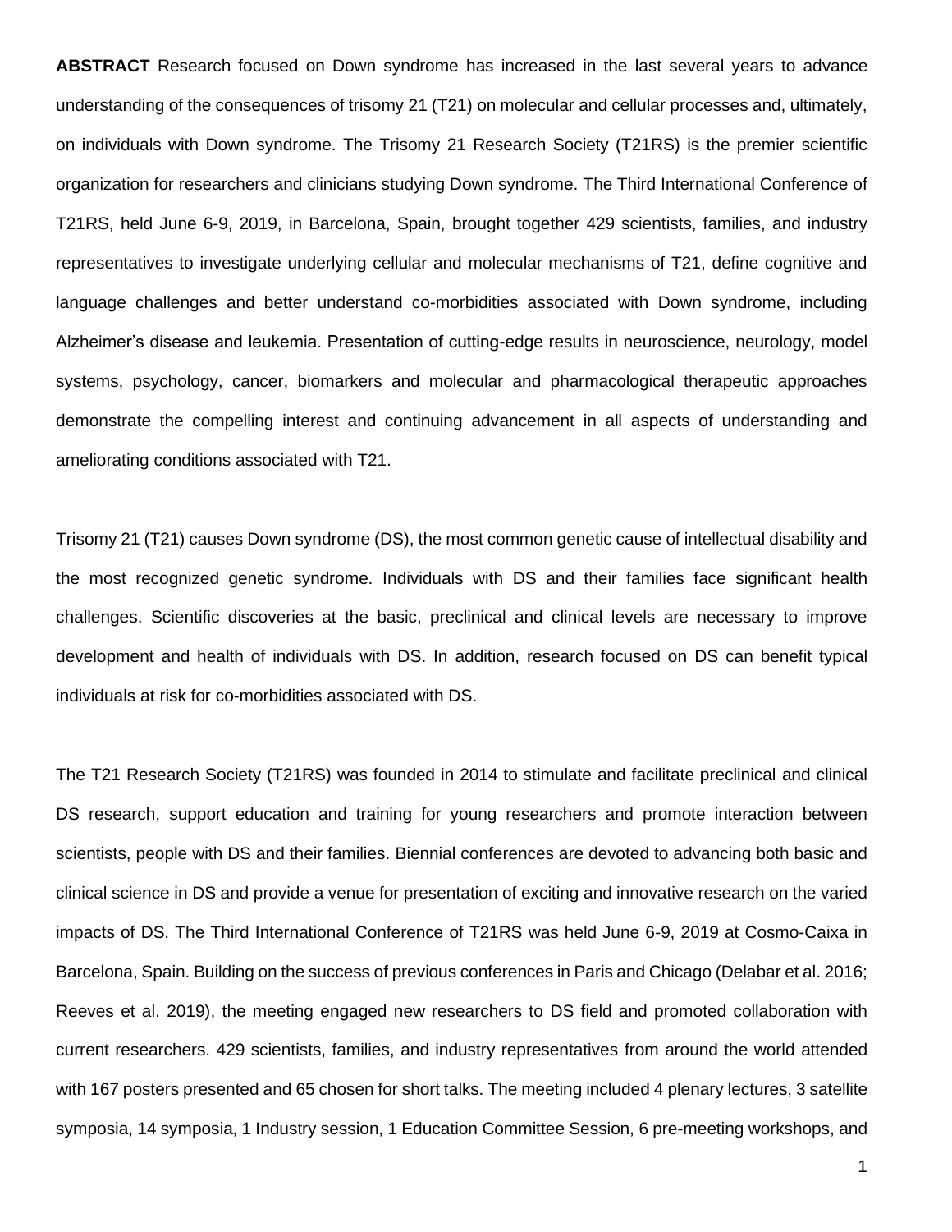**ABSTRACT** Research focused on Down syndrome has increased in the last several years to advance understanding of the consequences of trisomy 21 (T21) on molecular and cellular processes and, ultimately, on individuals with Down syndrome. The Trisomy 21 Research Society (T21RS) is the premier scientific organization for researchers and clinicians studying Down syndrome. The Third International Conference of T21RS, held June 6-9, 2019, in Barcelona, Spain, brought together 429 scientists, families, and industry representatives to investigate underlying cellular and molecular mechanisms of T21, define cognitive and language challenges and better understand co-morbidities associated with Down syndrome, including Alzheimer's disease and leukemia. Presentation of cutting-edge results in neuroscience, neurology, model systems, psychology, cancer, biomarkers and molecular and pharmacological therapeutic approaches demonstrate the compelling interest and continuing advancement in all aspects of understanding and ameliorating conditions associated with T21.

Trisomy 21 (T21) causes Down syndrome (DS), the most common genetic cause of intellectual disability and the most recognized genetic syndrome. Individuals with DS and their families face significant health challenges. Scientific discoveries at the basic, preclinical and clinical levels are necessary to improve development and health of individuals with DS. In addition, research focused on DS can benefit typical individuals at risk for co-morbidities associated with DS.

The T21 Research Society (T21RS) was founded in 2014 to stimulate and facilitate preclinical and clinical DS research, support education and training for young researchers and promote interaction between scientists, people with DS and their families. Biennial conferences are devoted to advancing both basic and clinical science in DS and provide a venue for presentation of exciting and innovative research on the varied impacts of DS. The Third International Conference of T21RS was held June 6-9, 2019 at Cosmo-Caixa in Barcelona, Spain. Building on the success of previous conferences in Paris and Chicago (Delabar et al. 2016; Reeves et al. 2019), the meeting engaged new researchers to DS field and promoted collaboration with current researchers. 429 scientists, families, and industry representatives from around the world attended with 167 posters presented and 65 chosen for short talks. The meeting included 4 plenary lectures, 3 satellite symposia, 14 symposia, 1 Industry session, 1 Education Committee Session, 6 pre-meeting workshops, and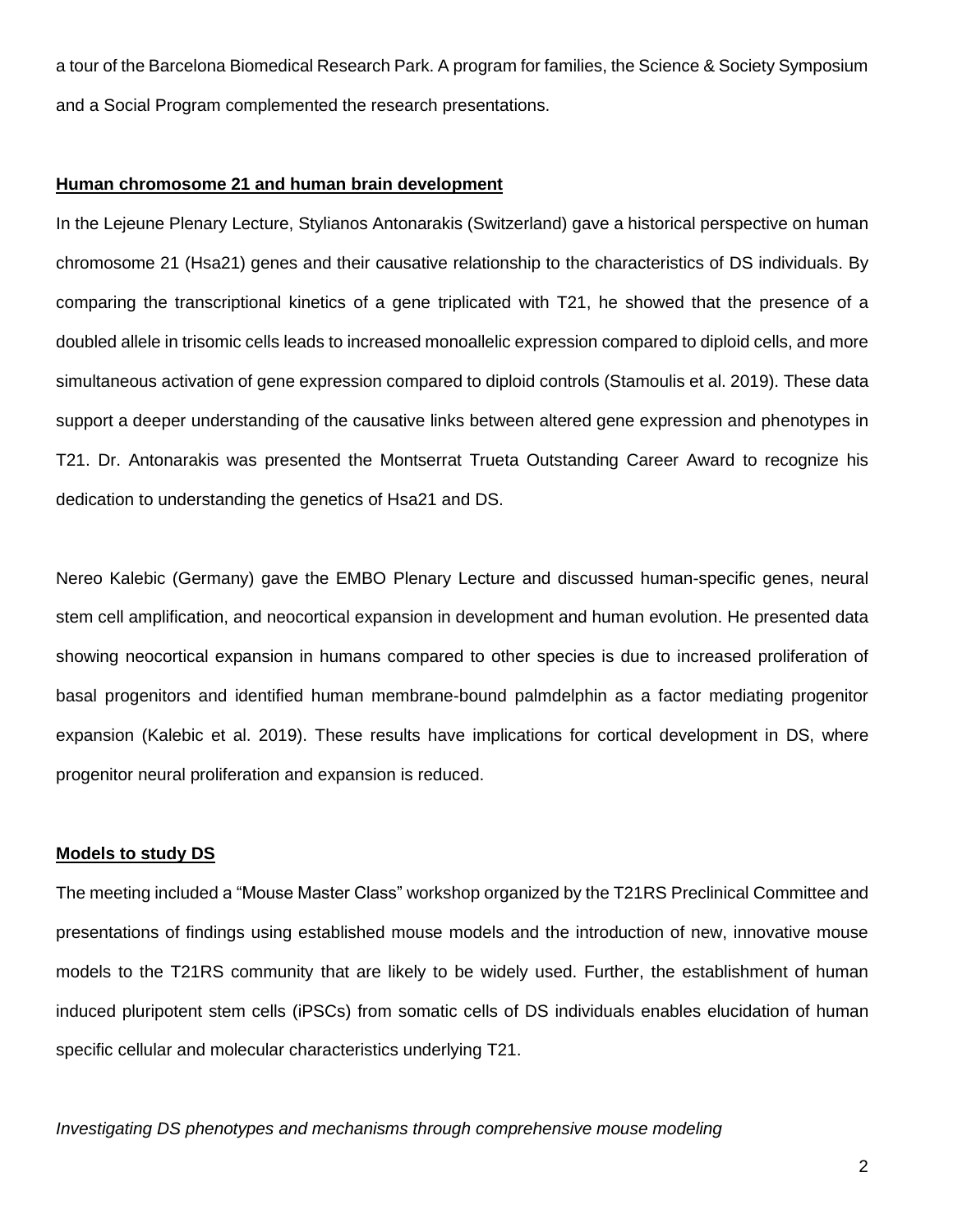a tour of the Barcelona Biomedical Research Park. A program for families, the Science & Society Symposium and a Social Program complemented the research presentations.

## Human chromosome 21 and human brain development

In the Lejeune Plenary Lecture, Stylianos Antonarakis (Switzerland) gave a historical perspective on human chromosome 21 (Hsa21) genes and their causative relationship to the characteristics of DS individuals. By comparing the transcriptional kinetics of a gene triplicated with T21, he showed that the presence of a doubled allele in trisomic cells leads to increased monoallelic expression compared to diploid cells, and more simultaneous activation of gene expression compared to diploid controls (Stamoulis et al. 2019). These data support a deeper understanding of the causative links between altered gene expression and phenotypes in T21. Dr. Antonarakis was presented the Montserrat Trueta Outstanding Career Award to recognize his dedication to understanding the genetics of Hsa21 and DS.

Nereo Kalebic (Germany) gave the EMBO Plenary Lecture and discussed human-specific genes, neural stem cell amplification, and neocortical expansion in development and human evolution. He presented data showing neocortical expansion in humans compared to other species is due to increased proliferation of basal progenitors and identified human membrane-bound palmdelphin as a factor mediating progenitor expansion (Kalebic et al. 2019). These results have implications for cortical development in DS, where progenitor neural proliferation and expansion is reduced.

## Models to study DS

The meeting included a "Mouse Master Class" workshop organized by the T21RS Preclinical Committee and presentations of findings using established mouse models and the introduction of new, innovative mouse models to the T21RS community that are likely to be widely used. Further, the establishment of human induced pluripotent stem cells (iPSCs) from somatic cells of DS individuals enables elucidation of human specific cellular and molecular characteristics underlying T21.

*Investigating DS phenotypes and mechanisms through comprehensive mouse modeling*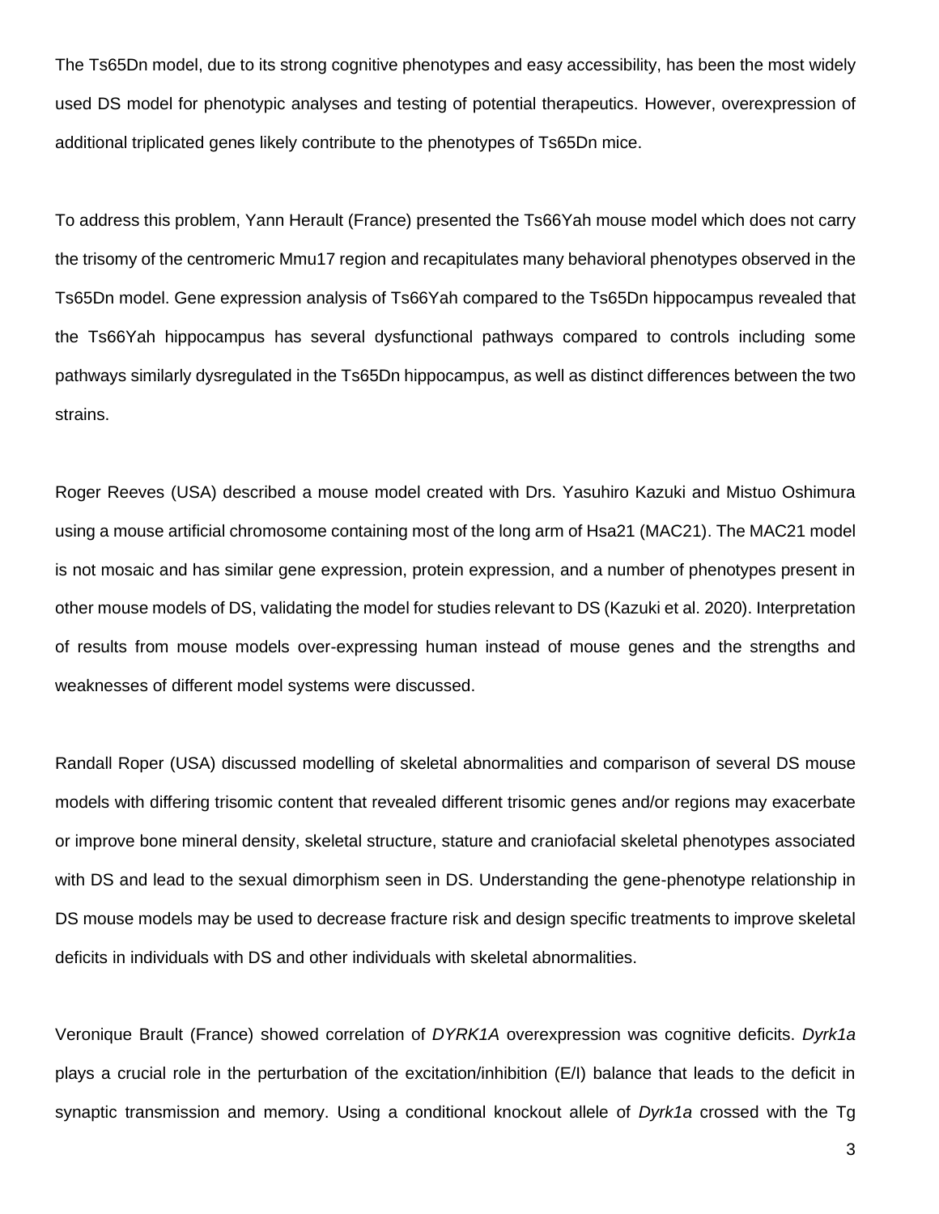The Ts65Dn model, due to its strong cognitive phenotypes and easy accessibility, has been the most widely used DS model for phenotypic analyses and testing of potential therapeutics. However, overexpression of additional triplicated genes likely contribute to the phenotypes of Ts65Dn mice.

To address this problem, Yann Herault (France) presented the Ts66Yah mouse model which does not carry the trisomy of the centromeric Mmu17 region and recapitulates many behavioral phenotypes observed in the Ts65Dn model. Gene expression analysis of Ts66Yah compared to the Ts65Dn hippocampus revealed that the Ts66Yah hippocampus has several dysfunctional pathways compared to controls including some pathways similarly dysregulated in the Ts65Dn hippocampus, as well as distinct differences between the two strains.

Roger Reeves (USA) described a mouse model created with Drs. Yasuhiro Kazuki and Mistuo Oshimura using a mouse artificial chromosome containing most of the long arm of Hsa21 (MAC21). The MAC21 model is not mosaic and has similar gene expression, protein expression, and a number of phenotypes present in other mouse models of DS, validating the model for studies relevant to DS (Kazuki et al. 2020). Interpretation of results from mouse models over-expressing human instead of mouse genes and the strengths and weaknesses of different model systems were discussed.

Randall Roper (USA) discussed modelling of skeletal abnormalities and comparison of several DS mouse models with differing trisomic content that revealed different trisomic genes and/or regions may exacerbate or improve bone mineral density, skeletal structure, stature and craniofacial skeletal phenotypes associated with DS and lead to the sexual dimorphism seen in DS. Understanding the gene-phenotype relationship in DS mouse models may be used to decrease fracture risk and design specific treatments to improve skeletal deficits in individuals with DS and other individuals with skeletal abnormalities.

Veronique Brault (France) showed correlation of *DYRK1A* overexpression was cognitive deficits. *Dyrk1a* plays a crucial role in the perturbation of the excitation/inhibition (E/I) balance that leads to the deficit in synaptic transmission and memory. Using a conditional knockout allele of *Dyrk1a* crossed with the Tg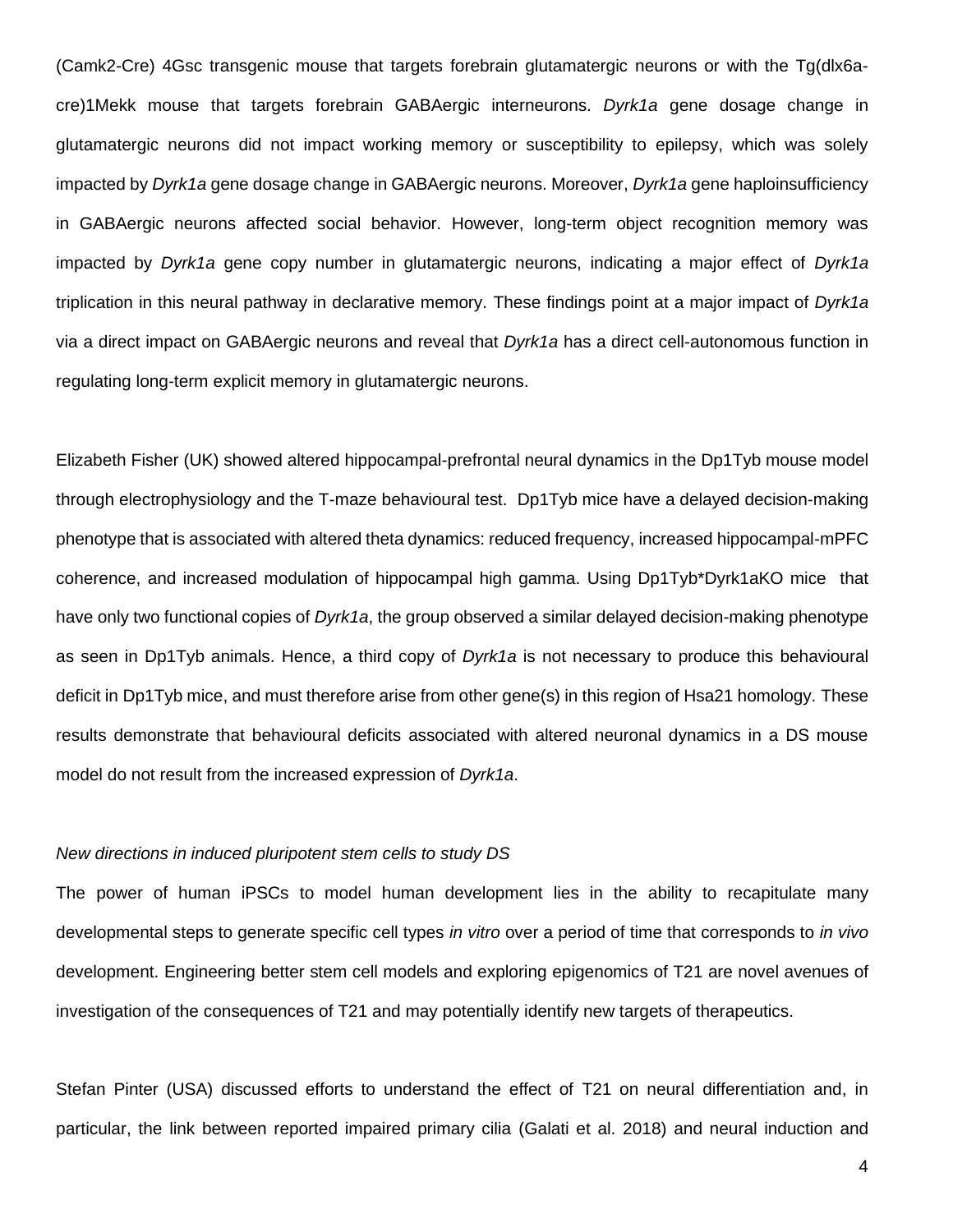(Camk2-Cre) 4Gsc transgenic mouse that targets forebrain glutamatergic neurons or with the Tg(dlx6a-cre)1Mekk mouse that targets forebrain GABAergic interneurons. *Dyrk1a* gene dosage change in glutamatergic neurons did not impact working memory or susceptibility to epilepsy, which was solely impacted by *Dyrk1a* gene dosage change in GABAergic neurons. Moreover, *Dyrk1a* gene haploinsufficiency in GABAergic neurons affected social behavior. However, long-term object recognition memory was impacted by *Dyrk1a* gene copy number in glutamatergic neurons, indicating a major effect of *Dyrk1a* triplication in this neural pathway in declarative memory. These findings point at a major impact of *Dyrk1a* via a direct impact on GABAergic neurons and reveal that *Dyrk1a* has a direct cell-autonomous function in regulating long-term explicit memory in glutamatergic neurons.

Elizabeth Fisher (UK) showed altered hippocampal-prefrontal neural dynamics in the Dp1Tyb mouse model through electrophysiology and the T-maze behavioural test. Dp1Tyb mice have a delayed decision-making phenotype that is associated with altered theta dynamics: reduced frequency, increased hippocampal-mPFC coherence, and increased modulation of hippocampal high gamma. Using Dp1Tyb*Dyrk1aKO mice that have only two functional copies of *Dyrk1a*, the group observed a similar delayed decision-making phenotype as seen in Dp1Tyb animals. Hence, a third copy of *Dyrk1a* is not necessary to produce this behavioural deficit in Dp1Tyb mice, and must therefore arise from other gene(s) in this region of Hsa21 homology. These results demonstrate that behavioural deficits associated with altered neuronal dynamics in a DS mouse model do not result from the increased expression of *Dyrk1a*.

*New directions in induced pluripotent stem cells to study DS*

The power of human iPSCs to model human development lies in the ability to recapitulate many developmental steps to generate specific cell types *in vitro* over a period of time that corresponds to *in vivo* development. Engineering better stem cell models and exploring epigenomics of T21 are novel avenues of investigation of the consequences of T21 and may potentially identify new targets of therapeutics.

Stefan Pinter (USA) discussed efforts to understand the effect of T21 on neural differentiation and, in particular, the link between reported impaired primary cilia (Galati et al. 2018) and neural induction and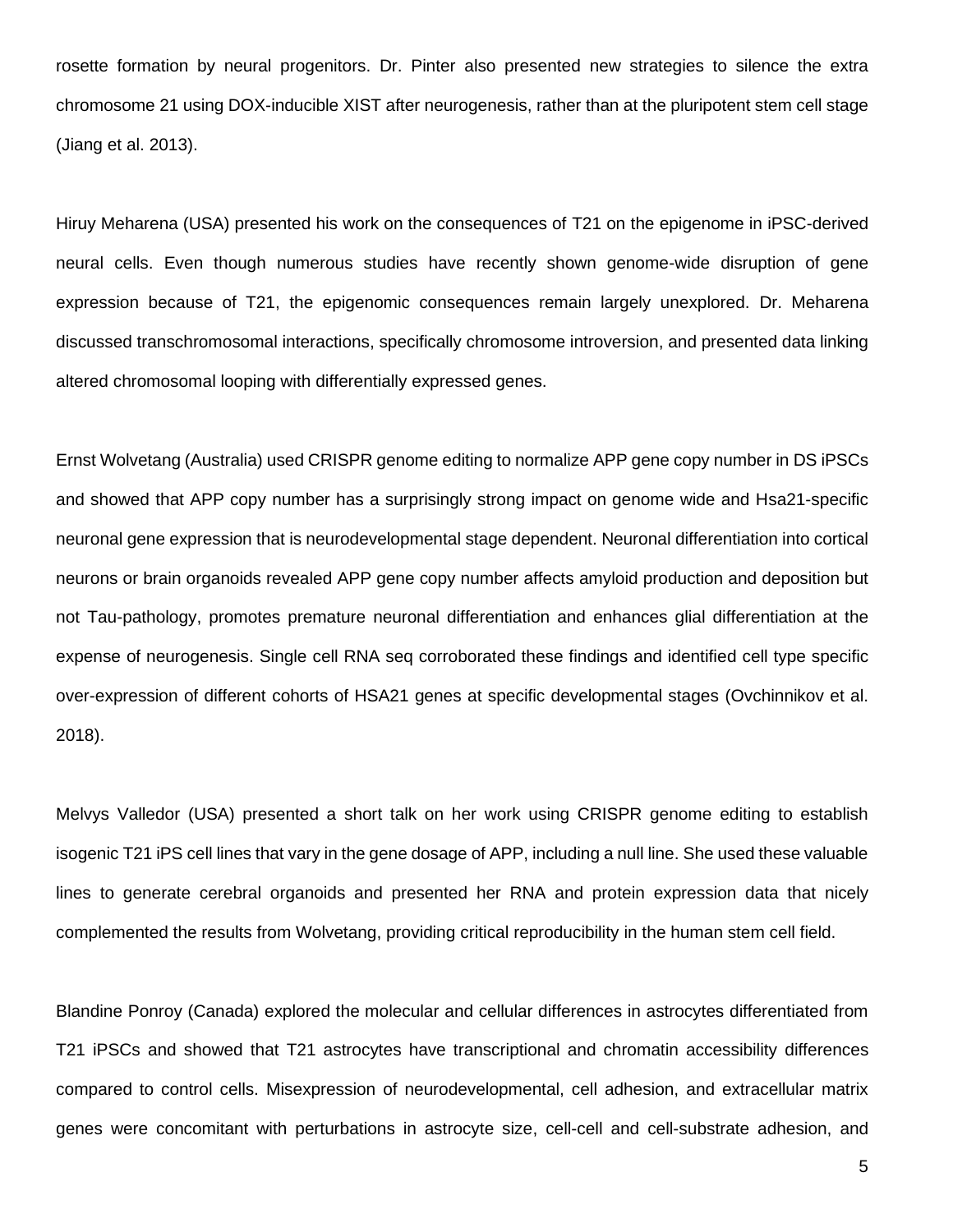rosette formation by neural progenitors. Dr. Pinter also presented new strategies to silence the extra chromosome 21 using DOX-inducible XIST after neurogenesis, rather than at the pluripotent stem cell stage (Jiang et al. 2013).

Hiruy Meharena (USA) presented his work on the consequences of T21 on the epigenome in iPSC-derived neural cells. Even though numerous studies have recently shown genome-wide disruption of gene expression because of T21, the epigenomic consequences remain largely unexplored. Dr. Meharena discussed transchromosomal interactions, specifically chromosome introversion, and presented data linking altered chromosomal looping with differentially expressed genes.

Ernst Wolvetang (Australia) used CRISPR genome editing to normalize APP gene copy number in DS iPSCs and showed that APP copy number has a surprisingly strong impact on genome wide and Hsa21-specific neuronal gene expression that is neurodevelopmental stage dependent. Neuronal differentiation into cortical neurons or brain organoids revealed APP gene copy number affects amyloid production and deposition but not Tau-pathology, promotes premature neuronal differentiation and enhances glial differentiation at the expense of neurogenesis. Single cell RNA seq corroborated these findings and identified cell type specific over-expression of different cohorts of HSA21 genes at specific developmental stages (Ovchinnikov et al. 2018).

Melvys Valledor (USA) presented a short talk on her work using CRISPR genome editing to establish isogenic T21 iPS cell lines that vary in the gene dosage of APP, including a null line. She used these valuable lines to generate cerebral organoids and presented her RNA and protein expression data that nicely complemented the results from Wolvetang, providing critical reproducibility in the human stem cell field.

Blandine Ponroy (Canada) explored the molecular and cellular differences in astrocytes differentiated from T21 iPSCs and showed that T21 astrocytes have transcriptional and chromatin accessibility differences compared to control cells. Misexpression of neurodevelopmental, cell adhesion, and extracellular matrix genes were concomitant with perturbations in astrocyte size, cell-cell and cell-substrate adhesion, and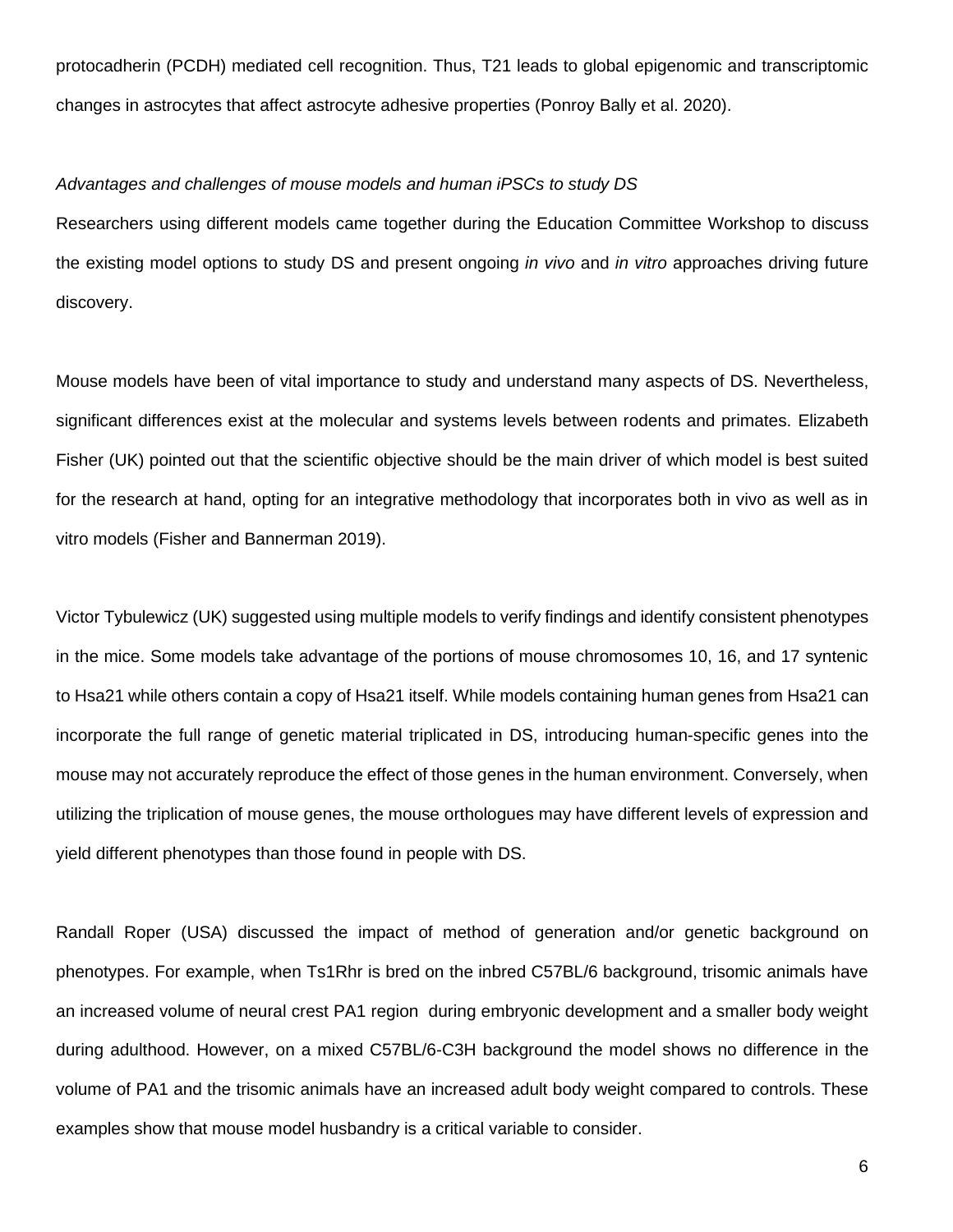protocadherin (PCDH) mediated cell recognition. Thus, T21 leads to global epigenomic and transcriptomic changes in astrocytes that affect astrocyte adhesive properties (Ponroy Bally et al. 2020).

*Advantages and challenges of mouse models and human iPSCs to study DS*

Researchers using different models came together during the Education Committee Workshop to discuss the existing model options to study DS and present ongoing *in vivo* and *in vitro* approaches driving future discovery.

Mouse models have been of vital importance to study and understand many aspects of DS. Nevertheless, significant differences exist at the molecular and systems levels between rodents and primates. Elizabeth Fisher (UK) pointed out that the scientific objective should be the main driver of which model is best suited for the research at hand, opting for an integrative methodology that incorporates both in vivo as well as in vitro models (Fisher and Bannerman 2019).

Victor Tybulewicz (UK) suggested using multiple models to verify findings and identify consistent phenotypes in the mice. Some models take advantage of the portions of mouse chromosomes 10, 16, and 17 syntenic to Hsa21 while others contain a copy of Hsa21 itself. While models containing human genes from Hsa21 can incorporate the full range of genetic material triplicated in DS, introducing human-specific genes into the mouse may not accurately reproduce the effect of those genes in the human environment. Conversely, when utilizing the triplication of mouse genes, the mouse orthologues may have different levels of expression and yield different phenotypes than those found in people with DS.

Randall Roper (USA) discussed the impact of method of generation and/or genetic background on phenotypes. For example, when Ts1Rhr is bred on the inbred C57BL/6 background, trisomic animals have an increased volume of neural crest PA1 region during embryonic development and a smaller body weight during adulthood. However, on a mixed C57BL/6-C3H background the model shows no difference in the volume of PA1 and the trisomic animals have an increased adult body weight compared to controls. These examples show that mouse model husbandry is a critical variable to consider.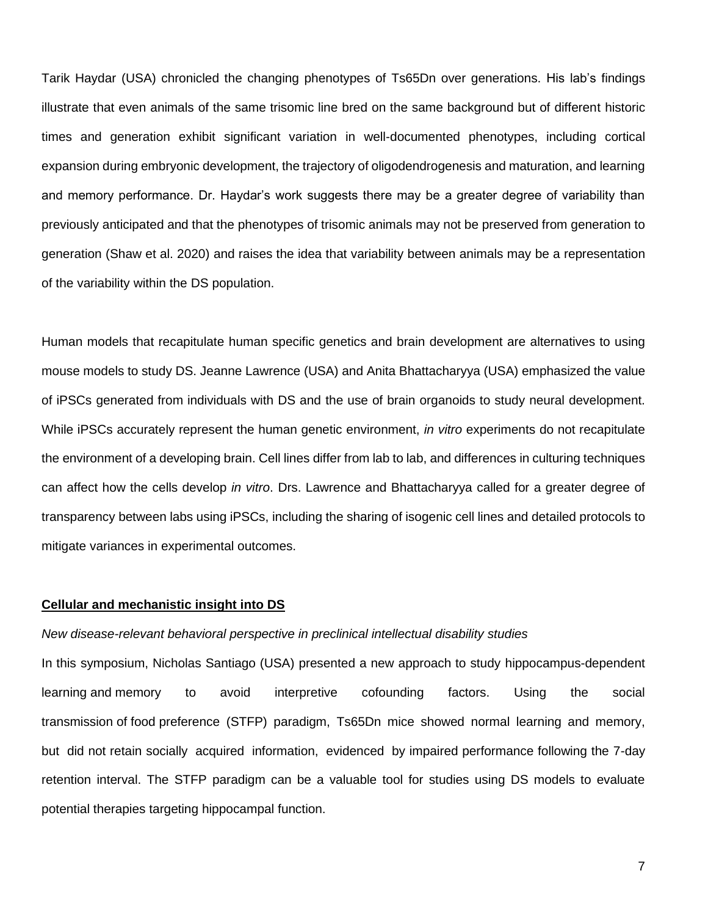Tarik Haydar (USA) chronicled the changing phenotypes of Ts65Dn over generations. His lab's findings illustrate that even animals of the same trisomic line bred on the same background but of different historic times and generation exhibit significant variation in well-documented phenotypes, including cortical expansion during embryonic development, the trajectory of oligodendrogenesis and maturation, and learning and memory performance. Dr. Haydar's work suggests there may be a greater degree of variability than previously anticipated and that the phenotypes of trisomic animals may not be preserved from generation to generation (Shaw et al. 2020) and raises the idea that variability between animals may be a representation of the variability within the DS population.

Human models that recapitulate human specific genetics and brain development are alternatives to using mouse models to study DS. Jeanne Lawrence (USA) and Anita Bhattacharyya (USA) emphasized the value of iPSCs generated from individuals with DS and the use of brain organoids to study neural development. While iPSCs accurately represent the human genetic environment, *in vitro* experiments do not recapitulate the environment of a developing brain. Cell lines differ from lab to lab, and differences in culturing techniques can affect how the cells develop *in vitro*. Drs. Lawrence and Bhattacharyya called for a greater degree of transparency between labs using iPSCs, including the sharing of isogenic cell lines and detailed protocols to mitigate variances in experimental outcomes.

**Cellular and mechanistic insight into DS**

*New disease-relevant behavioral perspective in preclinical intellectual disability studies*

In this symposium, Nicholas Santiago (USA) presented a new approach to study hippocampus-dependent learning and memory to avoid interpretive cofounding factors. Using the social transmission of food preference (STFP) paradigm, Ts65Dn mice showed normal learning and memory, but did not retain socially acquired information, evidenced by impaired performance following the 7-day retention interval. The STFP paradigm can be a valuable tool for studies using DS models to evaluate potential therapies targeting hippocampal function.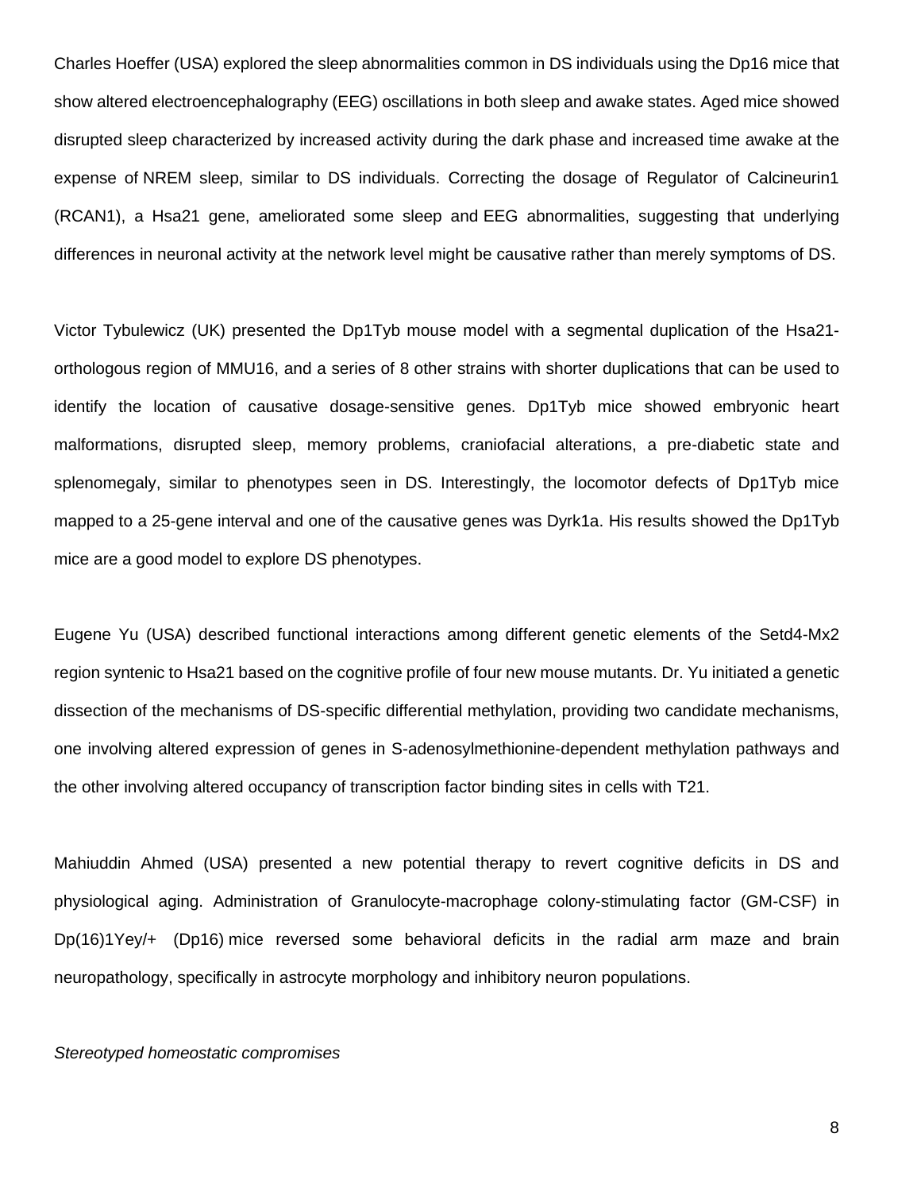Charles Hoeffer (USA) explored the sleep abnormalities common in DS individuals using the Dp16 mice that show altered electroencephalography (EEG) oscillations in both sleep and awake states. Aged mice showed disrupted sleep characterized by increased activity during the dark phase and increased time awake at the expense of NREM sleep, similar to DS individuals. Correcting the dosage of Regulator of Calcineurin1 (RCAN1), a Hsa21 gene, ameliorated some sleep and EEG abnormalities, suggesting that underlying differences in neuronal activity at the network level might be causative rather than merely symptoms of DS.

Victor Tybulewicz (UK) presented the Dp1Tyb mouse model with a segmental duplication of the Hsa21-orthologous region of MMU16, and a series of 8 other strains with shorter duplications that can be used to identify the location of causative dosage-sensitive genes. Dp1Tyb mice showed embryonic heart malformations, disrupted sleep, memory problems, craniofacial alterations, a pre-diabetic state and splenomegaly, similar to phenotypes seen in DS. Interestingly, the locomotor defects of Dp1Tyb mice mapped to a 25-gene interval and one of the causative genes was Dyrk1a. His results showed the Dp1Tyb mice are a good model to explore DS phenotypes.

Eugene Yu (USA) described functional interactions among different genetic elements of the Setd4-Mx2 region syntenic to Hsa21 based on the cognitive profile of four new mouse mutants. Dr. Yu initiated a genetic dissection of the mechanisms of DS-specific differential methylation, providing two candidate mechanisms, one involving altered expression of genes in S-adenosylmethionine-dependent methylation pathways and the other involving altered occupancy of transcription factor binding sites in cells with T21.

Mahiuddin Ahmed (USA) presented a new potential therapy to revert cognitive deficits in DS and physiological aging. Administration of Granulocyte-macrophage colony-stimulating factor (GM-CSF) in Dp(16)1Yey/+ (Dp16) mice reversed some behavioral deficits in the radial arm maze and brain neuropathology, specifically in astrocyte morphology and inhibitory neuron populations.

*Stereotyped homeostatic compromises*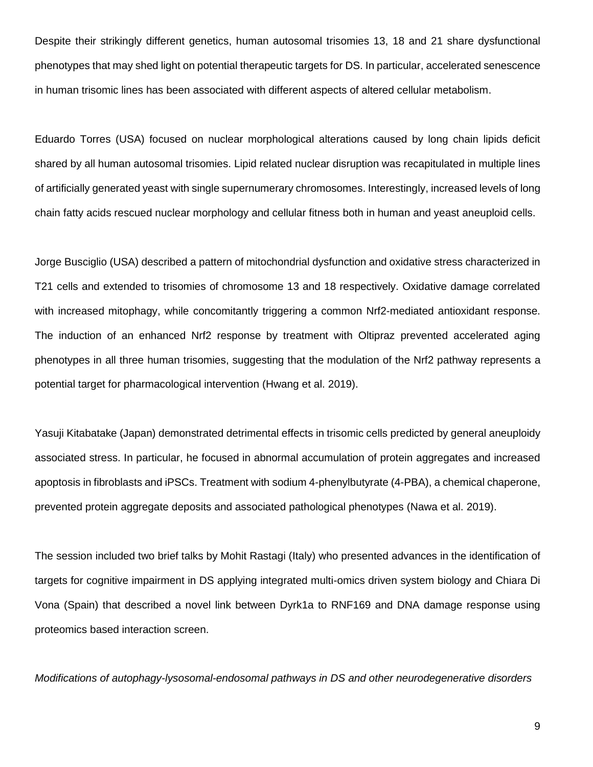Despite their strikingly different genetics, human autosomal trisomies 13, 18 and 21 share dysfunctional phenotypes that may shed light on potential therapeutic targets for DS. In particular, accelerated senescence in human trisomic lines has been associated with different aspects of altered cellular metabolism.

Eduardo Torres (USA) focused on nuclear morphological alterations caused by long chain lipids deficit shared by all human autosomal trisomies. Lipid related nuclear disruption was recapitulated in multiple lines of artificially generated yeast with single supernumerary chromosomes. Interestingly, increased levels of long chain fatty acids rescued nuclear morphology and cellular fitness both in human and yeast aneuploid cells.

Jorge Busciglio (USA) described a pattern of mitochondrial dysfunction and oxidative stress characterized in T21 cells and extended to trisomies of chromosome 13 and 18 respectively. Oxidative damage correlated with increased mitophagy, while concomitantly triggering a common Nrf2-mediated antioxidant response. The induction of an enhanced Nrf2 response by treatment with Oltipraz prevented accelerated aging phenotypes in all three human trisomies, suggesting that the modulation of the Nrf2 pathway represents a potential target for pharmacological intervention (Hwang et al. 2019).

Yasuji Kitabatake (Japan) demonstrated detrimental effects in trisomic cells predicted by general aneuploidy associated stress. In particular, he focused in abnormal accumulation of protein aggregates and increased apoptosis in fibroblasts and iPSCs. Treatment with sodium 4-phenylbutyrate (4-PBA), a chemical chaperone, prevented protein aggregate deposits and associated pathological phenotypes (Nawa et al. 2019).

The session included two brief talks by Mohit Rastagi (Italy) who presented advances in the identification of targets for cognitive impairment in DS applying integrated multi-omics driven system biology and Chiara Di Vona (Spain) that described a novel link between Dyrk1a to RNF169 and DNA damage response using proteomics based interaction screen.

*Modifications of autophagy-lysosomal-endosomal pathways in DS and other neurodegenerative disorders*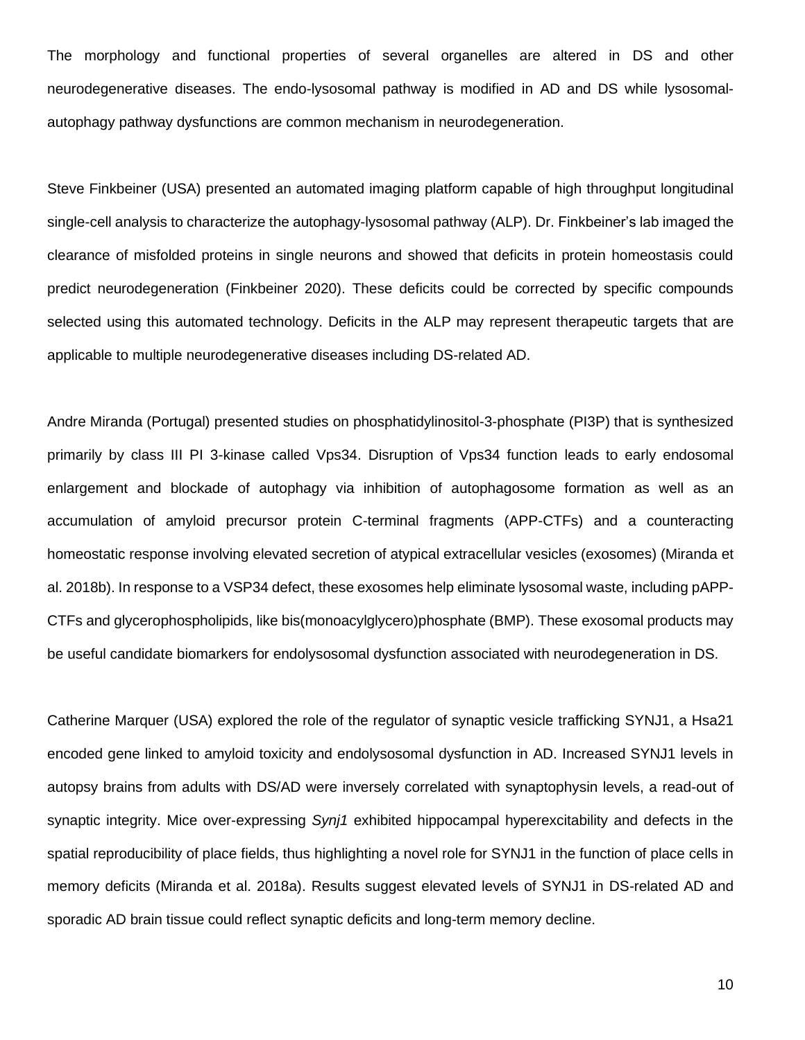The morphology and functional properties of several organelles are altered in DS and other neurodegenerative diseases. The endo-lysosomal pathway is modified in AD and DS while lysosomal-autophagy pathway dysfunctions are common mechanism in neurodegeneration.

Steve Finkbeiner (USA) presented an automated imaging platform capable of high throughput longitudinal single-cell analysis to characterize the autophagy-lysosomal pathway (ALP). Dr. Finkbeiner's lab imaged the clearance of misfolded proteins in single neurons and showed that deficits in protein homeostasis could predict neurodegeneration (Finkbeiner 2020). These deficits could be corrected by specific compounds selected using this automated technology. Deficits in the ALP may represent therapeutic targets that are applicable to multiple neurodegenerative diseases including DS-related AD.

Andre Miranda (Portugal) presented studies on phosphatidylinositol-3-phosphate (PI3P) that is synthesized primarily by class III PI 3-kinase called Vps34. Disruption of Vps34 function leads to early endosomal enlargement and blockade of autophagy via inhibition of autophagosome formation as well as an accumulation of amyloid precursor protein C-terminal fragments (APP-CTFs) and a counteracting homeostatic response involving elevated secretion of atypical extracellular vesicles (exosomes) (Miranda et al. 2018b). In response to a VSP34 defect, these exosomes help eliminate lysosomal waste, including pAPP-CTFs and glycerophospholipids, like bis(monoacylglycero)phosphate (BMP). These exosomal products may be useful candidate biomarkers for endolysosomal dysfunction associated with neurodegeneration in DS.

Catherine Marquer (USA) explored the role of the regulator of synaptic vesicle trafficking SYNJ1, a Hsa21 encoded gene linked to amyloid toxicity and endolysosomal dysfunction in AD. Increased SYNJ1 levels in autopsy brains from adults with DS/AD were inversely correlated with synaptophysin levels, a read-out of synaptic integrity. Mice over-expressing *Synj1* exhibited hippocampal hyperexcitability and defects in the spatial reproducibility of place fields, thus highlighting a novel role for SYNJ1 in the function of place cells in memory deficits (Miranda et al. 2018a). Results suggest elevated levels of SYNJ1 in DS-related AD and sporadic AD brain tissue could reflect synaptic deficits and long-term memory decline.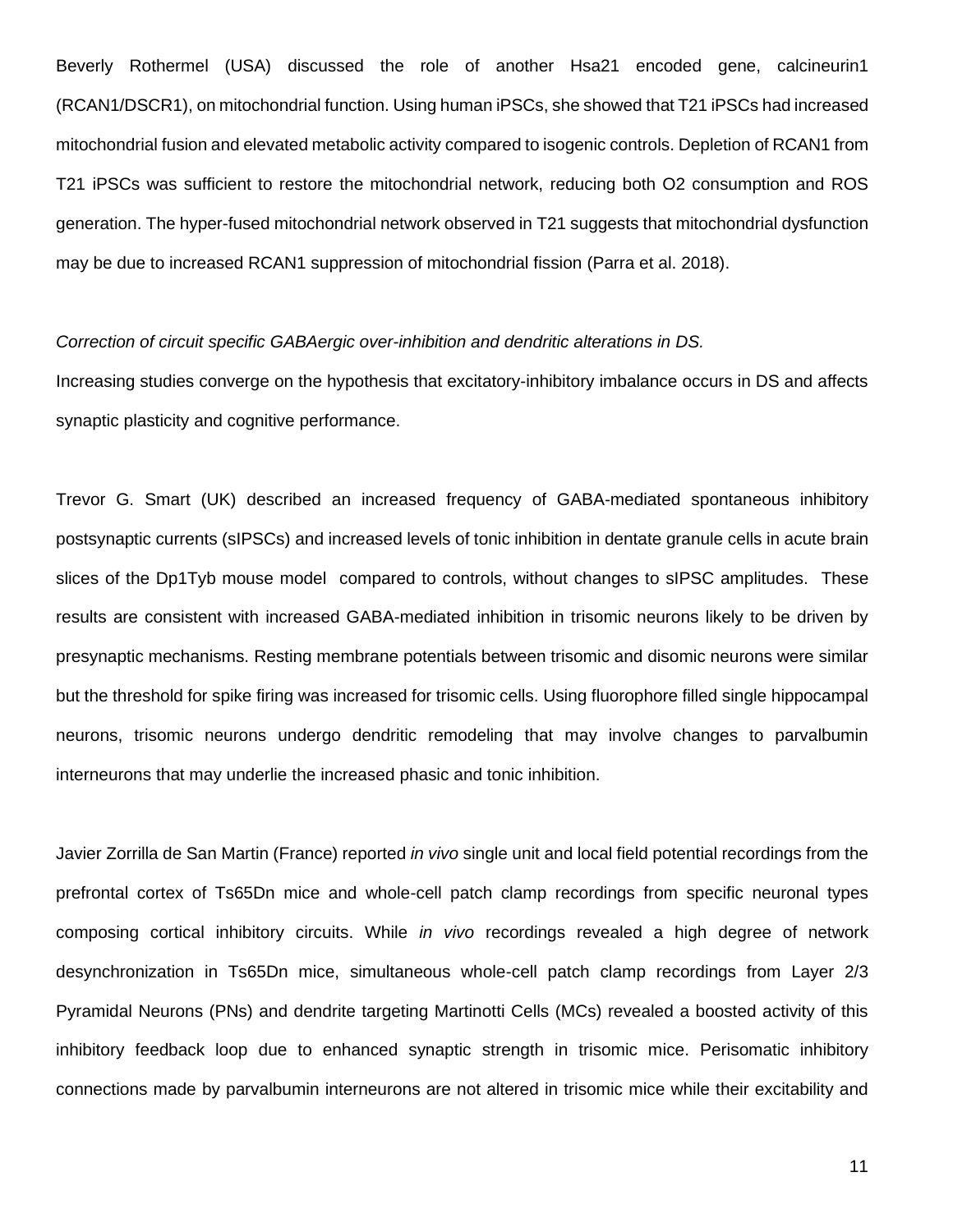Beverly Rothermel (USA) discussed the role of another Hsa21 encoded gene, calcineurin1 (RCAN1/DSCR1), on mitochondrial function. Using human iPSCs, she showed that T21 iPSCs had increased mitochondrial fusion and elevated metabolic activity compared to isogenic controls. Depletion of RCAN1 from T21 iPSCs was sufficient to restore the mitochondrial network, reducing both O2 consumption and ROS generation. The hyper-fused mitochondrial network observed in T21 suggests that mitochondrial dysfunction may be due to increased RCAN1 suppression of mitochondrial fission (Parra et al. 2018).

*Correction of circuit specific GABAergic over-inhibition and dendritic alterations in DS.*

Increasing studies converge on the hypothesis that excitatory-inhibitory imbalance occurs in DS and affects synaptic plasticity and cognitive performance.

Trevor G. Smart (UK) described an increased frequency of GABA-mediated spontaneous inhibitory postsynaptic currents (sIPSCs) and increased levels of tonic inhibition in dentate granule cells in acute brain slices of the Dp1Tyb mouse model compared to controls, without changes to sIPSC amplitudes. These results are consistent with increased GABA-mediated inhibition in trisomic neurons likely to be driven by presynaptic mechanisms. Resting membrane potentials between trisomic and disomic neurons were similar but the threshold for spike firing was increased for trisomic cells. Using fluorophore filled single hippocampal neurons, trisomic neurons undergo dendritic remodeling that may involve changes to parvalbumin interneurons that may underlie the increased phasic and tonic inhibition.

Javier Zorrilla de San Martin (France) reported *in vivo* single unit and local field potential recordings from the prefrontal cortex of Ts65Dn mice and whole-cell patch clamp recordings from specific neuronal types composing cortical inhibitory circuits. While *in vivo* recordings revealed a high degree of network desynchronization in Ts65Dn mice, simultaneous whole-cell patch clamp recordings from Layer 2/3 Pyramidal Neurons (PNs) and dendrite targeting Martinotti Cells (MCs) revealed a boosted activity of this inhibitory feedback loop due to enhanced synaptic strength in trisomic mice. Perisomatic inhibitory connections made by parvalbumin interneurons are not altered in trisomic mice while their excitability and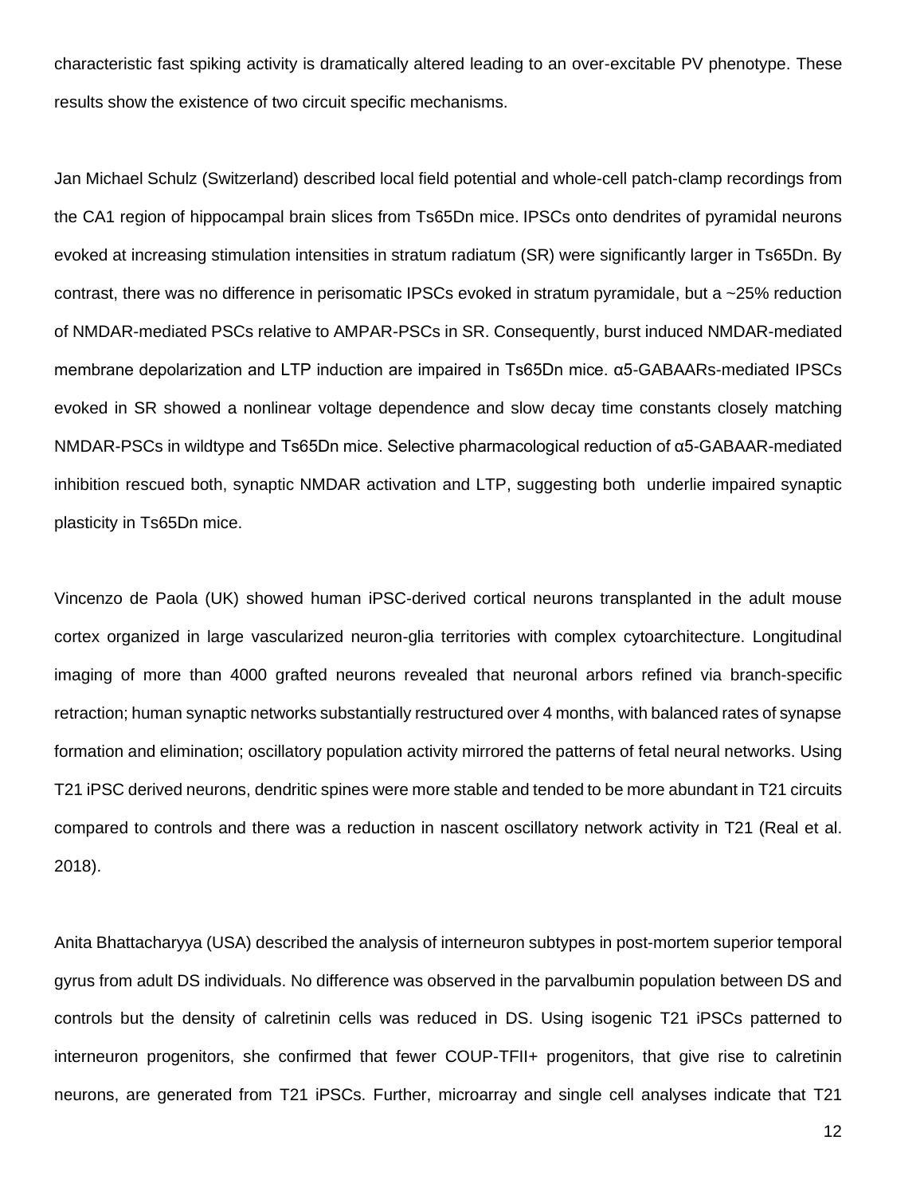characteristic fast spiking activity is dramatically altered leading to an over-excitable PV phenotype. These results show the existence of two circuit specific mechanisms.

Jan Michael Schulz (Switzerland) described local field potential and whole-cell patch-clamp recordings from the CA1 region of hippocampal brain slices from Ts65Dn mice. IPSCs onto dendrites of pyramidal neurons evoked at increasing stimulation intensities in stratum radiatum (SR) were significantly larger in Ts65Dn. By contrast, there was no difference in perisomatic IPSCs evoked in stratum pyramidale, but a ~25% reduction of NMDAR-mediated PSCs relative to AMPAR-PSCs in SR. Consequently, burst induced NMDAR-mediated membrane depolarization and LTP induction are impaired in Ts65Dn mice. α5-GABAARs-mediated IPSCs evoked in SR showed a nonlinear voltage dependence and slow decay time constants closely matching NMDAR-PSCs in wildtype and Ts65Dn mice. Selective pharmacological reduction of α5-GABAAR-mediated inhibition rescued both, synaptic NMDAR activation and LTP, suggesting both underlie impaired synaptic plasticity in Ts65Dn mice.

Vincenzo de Paola (UK) showed human iPSC-derived cortical neurons transplanted in the adult mouse cortex organized in large vascularized neuron-glia territories with complex cytoarchitecture. Longitudinal imaging of more than 4000 grafted neurons revealed that neuronal arbors refined via branch-specific retraction; human synaptic networks substantially restructured over 4 months, with balanced rates of synapse formation and elimination; oscillatory population activity mirrored the patterns of fetal neural networks. Using T21 iPSC derived neurons, dendritic spines were more stable and tended to be more abundant in T21 circuits compared to controls and there was a reduction in nascent oscillatory network activity in T21 (Real et al. 2018).

Anita Bhattacharyya (USA) described the analysis of interneuron subtypes in post-mortem superior temporal gyrus from adult DS individuals. No difference was observed in the parvalbumin population between DS and controls but the density of calretinin cells was reduced in DS. Using isogenic T21 iPSCs patterned to interneuron progenitors, she confirmed that fewer COUP-TFII+ progenitors, that give rise to calretinin neurons, are generated from T21 iPSCs. Further, microarray and single cell analyses indicate that T21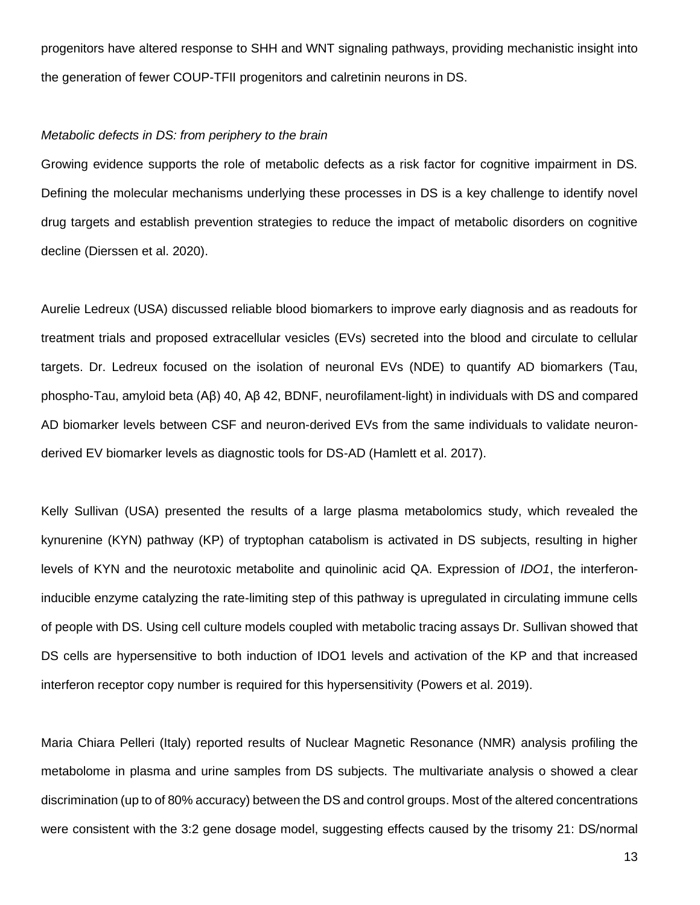progenitors have altered response to SHH and WNT signaling pathways, providing mechanistic insight into the generation of fewer COUP-TFII progenitors and calretinin neurons in DS.

*Metabolic defects in DS: from periphery to the brain*

Growing evidence supports the role of metabolic defects as a risk factor for cognitive impairment in DS. Defining the molecular mechanisms underlying these processes in DS is a key challenge to identify novel drug targets and establish prevention strategies to reduce the impact of metabolic disorders on cognitive decline (Dierssen et al. 2020).

Aurelie Ledreux (USA) discussed reliable blood biomarkers to improve early diagnosis and as readouts for treatment trials and proposed extracellular vesicles (EVs) secreted into the blood and circulate to cellular targets. Dr. Ledreux focused on the isolation of neuronal EVs (NDE) to quantify AD biomarkers (Tau, phospho-Tau, amyloid beta (Aβ) 40, Aβ 42, BDNF, neurofilament-light) in individuals with DS and compared AD biomarker levels between CSF and neuron-derived EVs from the same individuals to validate neuron-derived EV biomarker levels as diagnostic tools for DS-AD (Hamlett et al. 2017).

Kelly Sullivan (USA) presented the results of a large plasma metabolomics study, which revealed the kynurenine (KYN) pathway (KP) of tryptophan catabolism is activated in DS subjects, resulting in higher levels of KYN and the neurotoxic metabolite and quinolinic acid QA. Expression of *IDO1*, the interferon-inducible enzyme catalyzing the rate-limiting step of this pathway is upregulated in circulating immune cells of people with DS. Using cell culture models coupled with metabolic tracing assays Dr. Sullivan showed that DS cells are hypersensitive to both induction of IDO1 levels and activation of the KP and that increased interferon receptor copy number is required for this hypersensitivity (Powers et al. 2019).

Maria Chiara Pelleri (Italy) reported results of Nuclear Magnetic Resonance (NMR) analysis profiling the metabolome in plasma and urine samples from DS subjects. The multivariate analysis o showed a clear discrimination (up to of 80% accuracy) between the DS and control groups. Most of the altered concentrations were consistent with the 3:2 gene dosage model, suggesting effects caused by the trisomy 21: DS/normal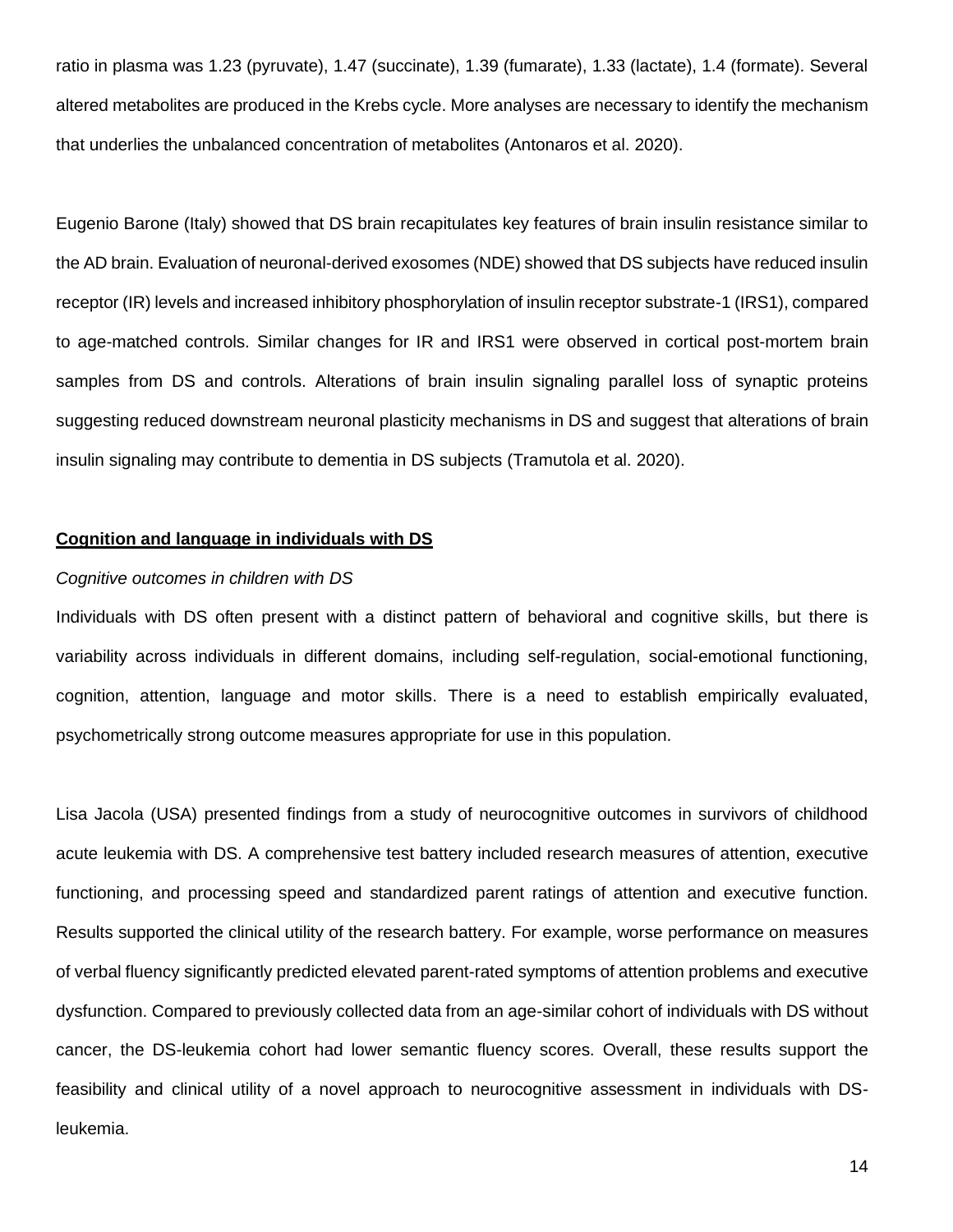ratio in plasma was 1.23 (pyruvate), 1.47 (succinate), 1.39 (fumarate), 1.33 (lactate), 1.4 (formate). Several altered metabolites are produced in the Krebs cycle. More analyses are necessary to identify the mechanism that underlies the unbalanced concentration of metabolites (Antonaros et al. 2020).

Eugenio Barone (Italy) showed that DS brain recapitulates key features of brain insulin resistance similar to the AD brain. Evaluation of neuronal-derived exosomes (NDE) showed that DS subjects have reduced insulin receptor (IR) levels and increased inhibitory phosphorylation of insulin receptor substrate-1 (IRS1), compared to age-matched controls. Similar changes for IR and IRS1 were observed in cortical post-mortem brain samples from DS and controls. Alterations of brain insulin signaling parallel loss of synaptic proteins suggesting reduced downstream neuronal plasticity mechanisms in DS and suggest that alterations of brain insulin signaling may contribute to dementia in DS subjects (Tramutola et al. 2020).

## Cognition and language in individuals with DS

*Cognitive outcomes in children with DS*

Individuals with DS often present with a distinct pattern of behavioral and cognitive skills, but there is variability across individuals in different domains, including self-regulation, social-emotional functioning, cognition, attention, language and motor skills. There is a need to establish empirically evaluated, psychometrically strong outcome measures appropriate for use in this population.

Lisa Jacola (USA) presented findings from a study of neurocognitive outcomes in survivors of childhood acute leukemia with DS. A comprehensive test battery included research measures of attention, executive functioning, and processing speed and standardized parent ratings of attention and executive function. Results supported the clinical utility of the research battery. For example, worse performance on measures of verbal fluency significantly predicted elevated parent-rated symptoms of attention problems and executive dysfunction. Compared to previously collected data from an age-similar cohort of individuals with DS without cancer, the DS-leukemia cohort had lower semantic fluency scores. Overall, these results support the feasibility and clinical utility of a novel approach to neurocognitive assessment in individuals with DS-leukemia.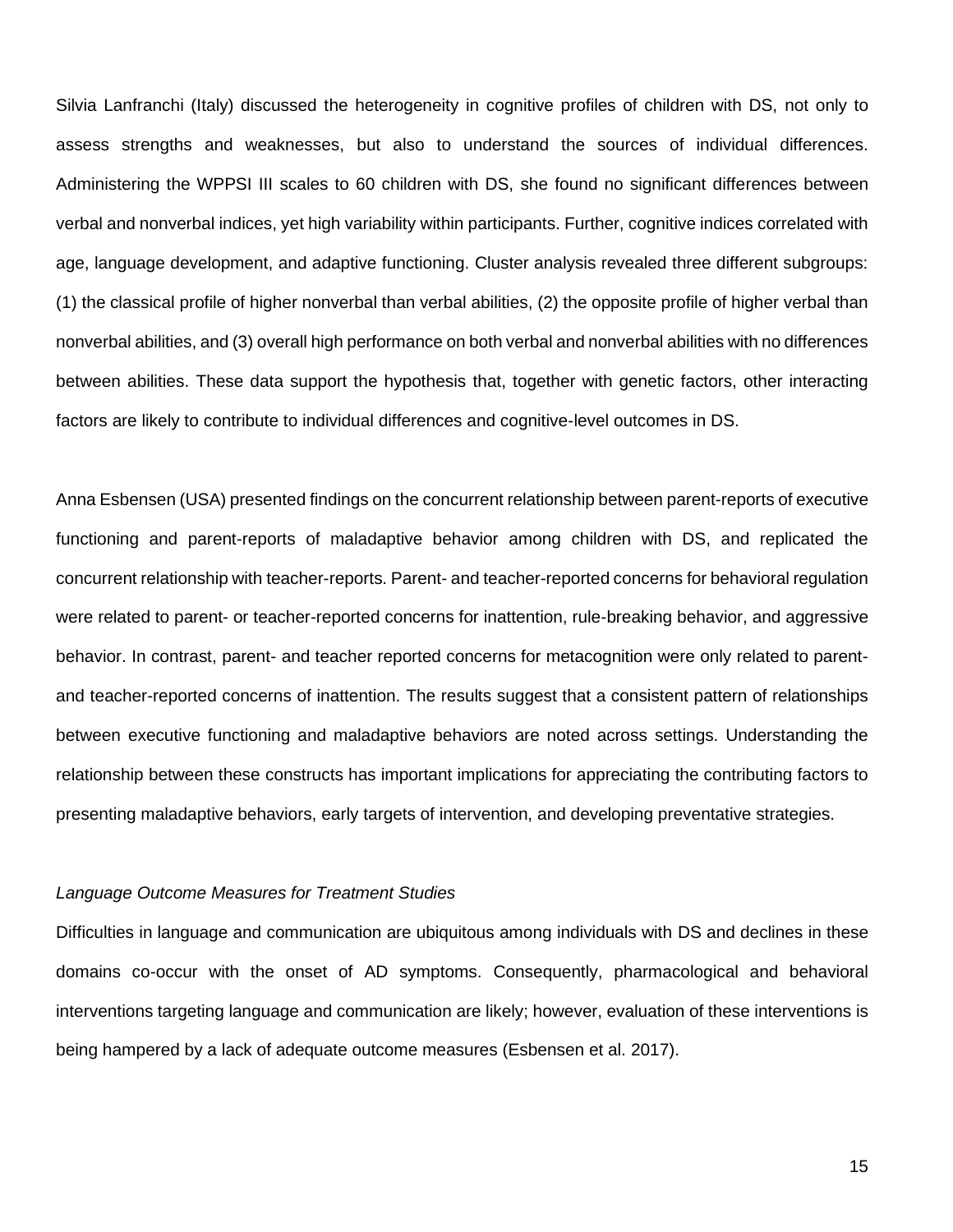Silvia Lanfranchi (Italy) discussed the heterogeneity in cognitive profiles of children with DS, not only to assess strengths and weaknesses, but also to understand the sources of individual differences. Administering the WPPSI III scales to 60 children with DS, she found no significant differences between verbal and nonverbal indices, yet high variability within participants. Further, cognitive indices correlated with age, language development, and adaptive functioning. Cluster analysis revealed three different subgroups: (1) the classical profile of higher nonverbal than verbal abilities, (2) the opposite profile of higher verbal than nonverbal abilities, and (3) overall high performance on both verbal and nonverbal abilities with no differences between abilities. These data support the hypothesis that, together with genetic factors, other interacting factors are likely to contribute to individual differences and cognitive-level outcomes in DS.

Anna Esbensen (USA) presented findings on the concurrent relationship between parent-reports of executive functioning and parent-reports of maladaptive behavior among children with DS, and replicated the concurrent relationship with teacher-reports. Parent- and teacher-reported concerns for behavioral regulation were related to parent- or teacher-reported concerns for inattention, rule-breaking behavior, and aggressive behavior. In contrast, parent- and teacher reported concerns for metacognition were only related to parent- and teacher-reported concerns of inattention. The results suggest that a consistent pattern of relationships between executive functioning and maladaptive behaviors are noted across settings. Understanding the relationship between these constructs has important implications for appreciating the contributing factors to presenting maladaptive behaviors, early targets of intervention, and developing preventative strategies.

*Language Outcome Measures for Treatment Studies*

Difficulties in language and communication are ubiquitous among individuals with DS and declines in these domains co-occur with the onset of AD symptoms. Consequently, pharmacological and behavioral interventions targeting language and communication are likely; however, evaluation of these interventions is being hampered by a lack of adequate outcome measures (Esbensen et al. 2017).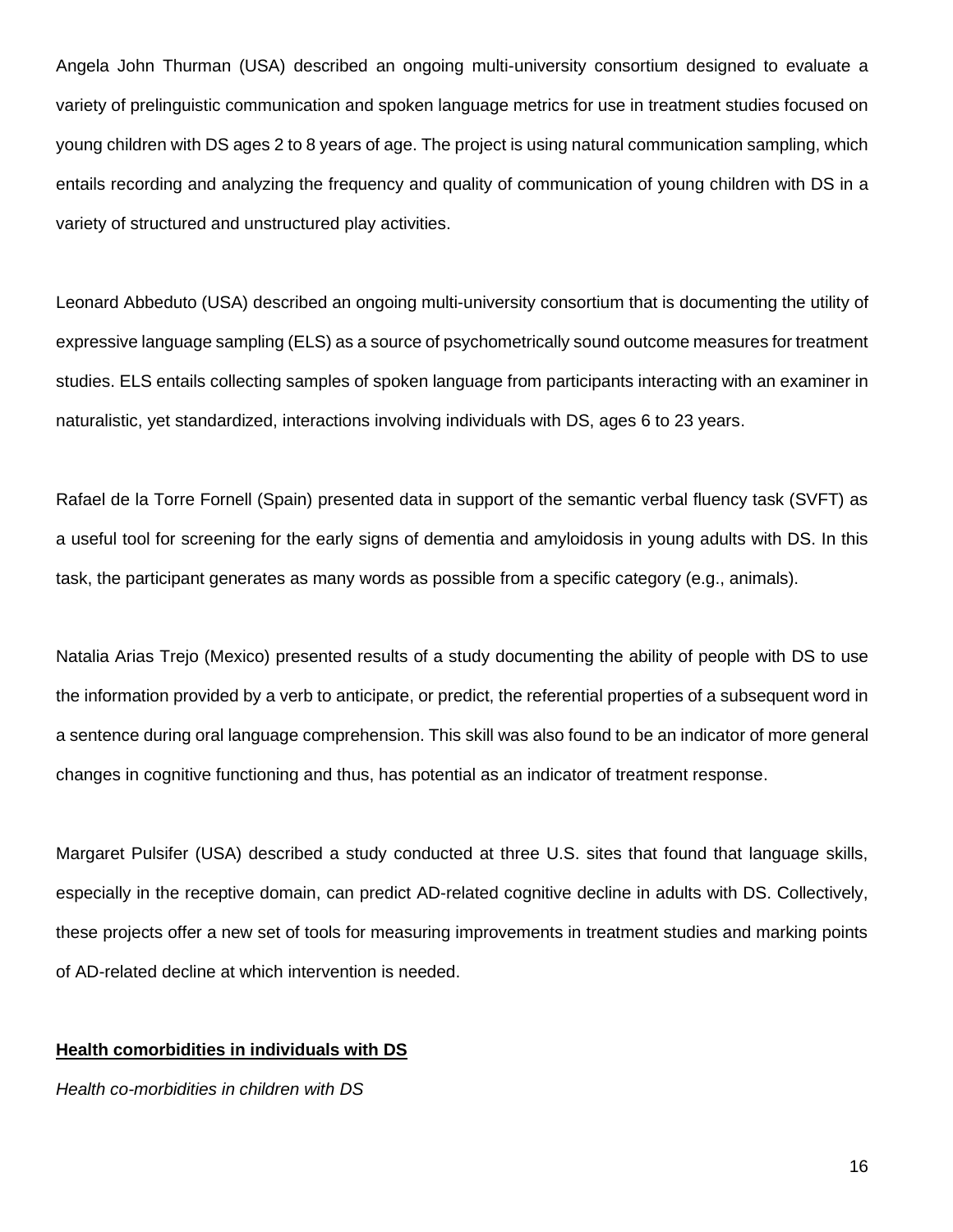Angela John Thurman (USA) described an ongoing multi-university consortium designed to evaluate a variety of prelinguistic communication and spoken language metrics for use in treatment studies focused on young children with DS ages 2 to 8 years of age. The project is using natural communication sampling, which entails recording and analyzing the frequency and quality of communication of young children with DS in a variety of structured and unstructured play activities.

Leonard Abbeduto (USA) described an ongoing multi-university consortium that is documenting the utility of expressive language sampling (ELS) as a source of psychometrically sound outcome measures for treatment studies. ELS entails collecting samples of spoken language from participants interacting with an examiner in naturalistic, yet standardized, interactions involving individuals with DS, ages 6 to 23 years.

Rafael de la Torre Fornell (Spain) presented data in support of the semantic verbal fluency task (SVFT) as a useful tool for screening for the early signs of dementia and amyloidosis in young adults with DS. In this task, the participant generates as many words as possible from a specific category (e.g., animals).

Natalia Arias Trejo (Mexico) presented results of a study documenting the ability of people with DS to use the information provided by a verb to anticipate, or predict, the referential properties of a subsequent word in a sentence during oral language comprehension. This skill was also found to be an indicator of more general changes in cognitive functioning and thus, has potential as an indicator of treatment response.

Margaret Pulsifer (USA) described a study conducted at three U.S. sites that found that language skills, especially in the receptive domain, can predict AD-related cognitive decline in adults with DS. Collectively, these projects offer a new set of tools for measuring improvements in treatment studies and marking points of AD-related decline at which intervention is needed.

## Health comorbidities in individuals with DS

*Health co-morbidities in children with DS*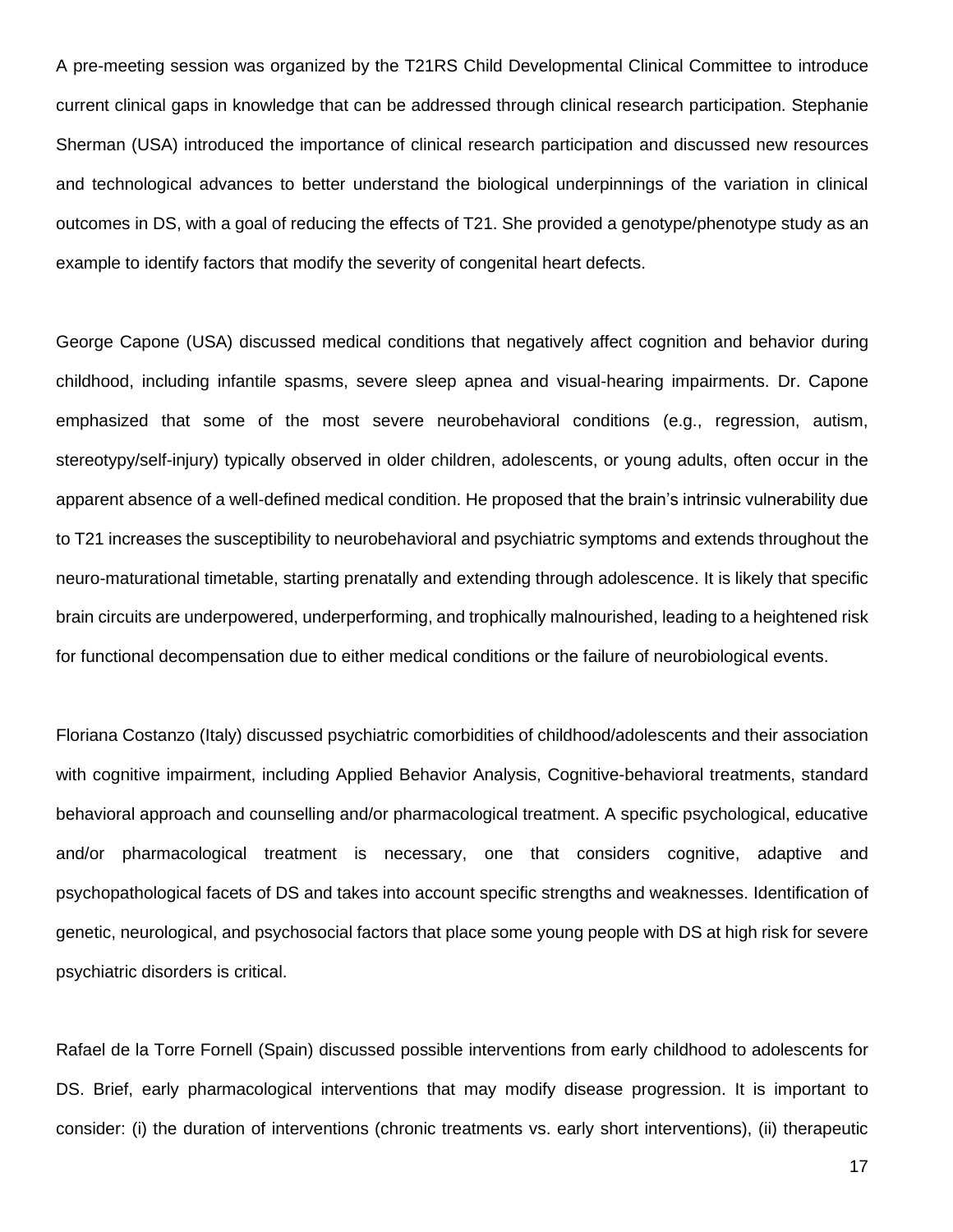A pre-meeting session was organized by the T21RS Child Developmental Clinical Committee to introduce current clinical gaps in knowledge that can be addressed through clinical research participation. Stephanie Sherman (USA) introduced the importance of clinical research participation and discussed new resources and technological advances to better understand the biological underpinnings of the variation in clinical outcomes in DS, with a goal of reducing the effects of T21. She provided a genotype/phenotype study as an example to identify factors that modify the severity of congenital heart defects.

George Capone (USA) discussed medical conditions that negatively affect cognition and behavior during childhood, including infantile spasms, severe sleep apnea and visual-hearing impairments. Dr. Capone emphasized that some of the most severe neurobehavioral conditions (e.g., regression, autism, stereotypy/self-injury) typically observed in older children, adolescents, or young adults, often occur in the apparent absence of a well-defined medical condition. He proposed that the brain's intrinsic vulnerability due to T21 increases the susceptibility to neurobehavioral and psychiatric symptoms and extends throughout the neuro-maturational timetable, starting prenatally and extending through adolescence. It is likely that specific brain circuits are underpowered, underperforming, and trophically malnourished, leading to a heightened risk for functional decompensation due to either medical conditions or the failure of neurobiological events.

Floriana Costanzo (Italy) discussed psychiatric comorbidities of childhood/adolescents and their association with cognitive impairment, including Applied Behavior Analysis, Cognitive-behavioral treatments, standard behavioral approach and counselling and/or pharmacological treatment. A specific psychological, educative and/or pharmacological treatment is necessary, one that considers cognitive, adaptive and psychopathological facets of DS and takes into account specific strengths and weaknesses. Identification of genetic, neurological, and psychosocial factors that place some young people with DS at high risk for severe psychiatric disorders is critical.

Rafael de la Torre Fornell (Spain) discussed possible interventions from early childhood to adolescents for DS. Brief, early pharmacological interventions that may modify disease progression. It is important to consider: (i) the duration of interventions (chronic treatments vs. early short interventions), (ii) therapeutic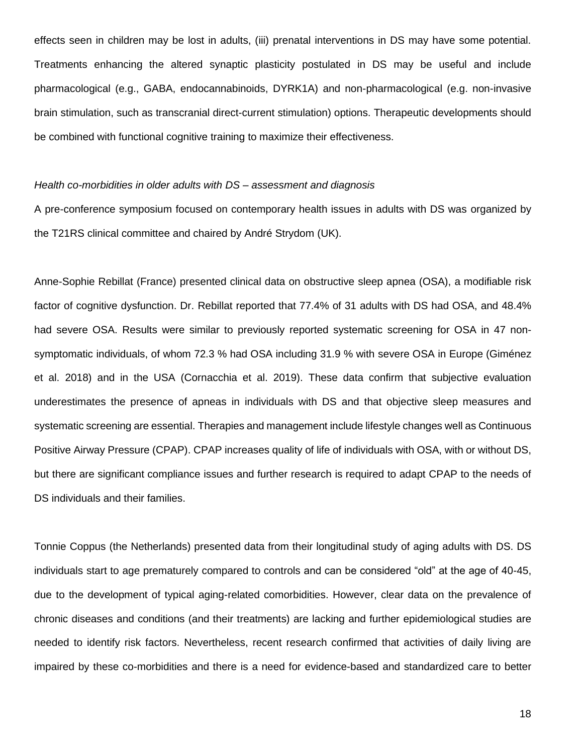effects seen in children may be lost in adults, (iii) prenatal interventions in DS may have some potential. Treatments enhancing the altered synaptic plasticity postulated in DS may be useful and include pharmacological (e.g., GABA, endocannabinoids, DYRK1A) and non-pharmacological (e.g. non-invasive brain stimulation, such as transcranial direct-current stimulation) options. Therapeutic developments should be combined with functional cognitive training to maximize their effectiveness.

*Health co-morbidities in older adults with DS – assessment and diagnosis*

A pre-conference symposium focused on contemporary health issues in adults with DS was organized by the T21RS clinical committee and chaired by André Strydom (UK).

Anne-Sophie Rebillat (France) presented clinical data on obstructive sleep apnea (OSA), a modifiable risk factor of cognitive dysfunction. Dr. Rebillat reported that 77.4% of 31 adults with DS had OSA, and 48.4% had severe OSA. Results were similar to previously reported systematic screening for OSA in 47 non-symptomatic individuals, of whom 72.3 % had OSA including 31.9 % with severe OSA in Europe (Giménez et al. 2018) and in the USA (Cornacchia et al. 2019). These data confirm that subjective evaluation underestimates the presence of apneas in individuals with DS and that objective sleep measures and systematic screening are essential. Therapies and management include lifestyle changes well as Continuous Positive Airway Pressure (CPAP). CPAP increases quality of life of individuals with OSA, with or without DS, but there are significant compliance issues and further research is required to adapt CPAP to the needs of DS individuals and their families.

Tonnie Coppus (the Netherlands) presented data from their longitudinal study of aging adults with DS. DS individuals start to age prematurely compared to controls and can be considered "old" at the age of 40-45, due to the development of typical aging-related comorbidities. However, clear data on the prevalence of chronic diseases and conditions (and their treatments) are lacking and further epidemiological studies are needed to identify risk factors. Nevertheless, recent research confirmed that activities of daily living are impaired by these co-morbidities and there is a need for evidence-based and standardized care to better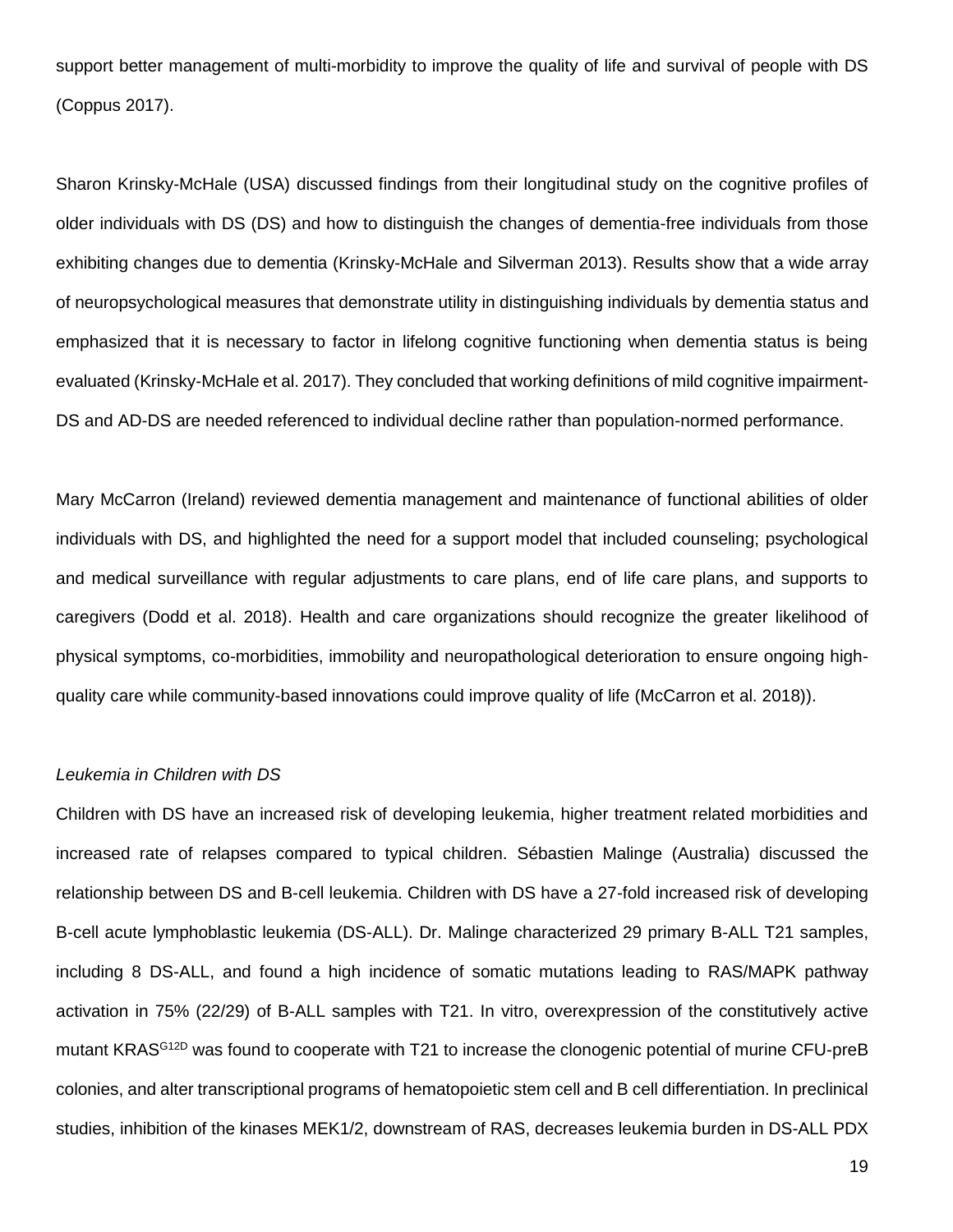support better management of multi-morbidity to improve the quality of life and survival of people with DS (Coppus 2017).

Sharon Krinsky-McHale (USA) discussed findings from their longitudinal study on the cognitive profiles of older individuals with DS (DS) and how to distinguish the changes of dementia-free individuals from those exhibiting changes due to dementia (Krinsky-McHale and Silverman 2013). Results show that a wide array of neuropsychological measures that demonstrate utility in distinguishing individuals by dementia status and emphasized that it is necessary to factor in lifelong cognitive functioning when dementia status is being evaluated (Krinsky-McHale et al. 2017). They concluded that working definitions of mild cognitive impairment-DS and AD-DS are needed referenced to individual decline rather than population-normed performance.

Mary McCarron (Ireland) reviewed dementia management and maintenance of functional abilities of older individuals with DS, and highlighted the need for a support model that included counseling; psychological and medical surveillance with regular adjustments to care plans, end of life care plans, and supports to caregivers (Dodd et al. 2018). Health and care organizations should recognize the greater likelihood of physical symptoms, co-morbidities, immobility and neuropathological deterioration to ensure ongoing high-quality care while community-based innovations could improve quality of life (McCarron et al. 2018)).

*Leukemia in Children with DS*

Children with DS have an increased risk of developing leukemia, higher treatment related morbidities and increased rate of relapses compared to typical children. Sébastien Malinge (Australia) discussed the relationship between DS and B-cell leukemia. Children with DS have a 27-fold increased risk of developing B-cell acute lymphoblastic leukemia (DS-ALL). Dr. Malinge characterized 29 primary B-ALL T21 samples, including 8 DS-ALL, and found a high incidence of somatic mutations leading to RAS/MAPK pathway activation in 75% (22/29) of B-ALL samples with T21. In vitro, overexpression of the constitutively active mutant $KRAS^{G12D}$ was found to cooperate with T21 to increase the clonogenic potential of murine CFU-preB colonies, and alter transcriptional programs of hematopoietic stem cell and B cell differentiation. In preclinical studies, inhibition of the kinases MEK1/2, downstream of RAS, decreases leukemia burden in DS-ALL PDX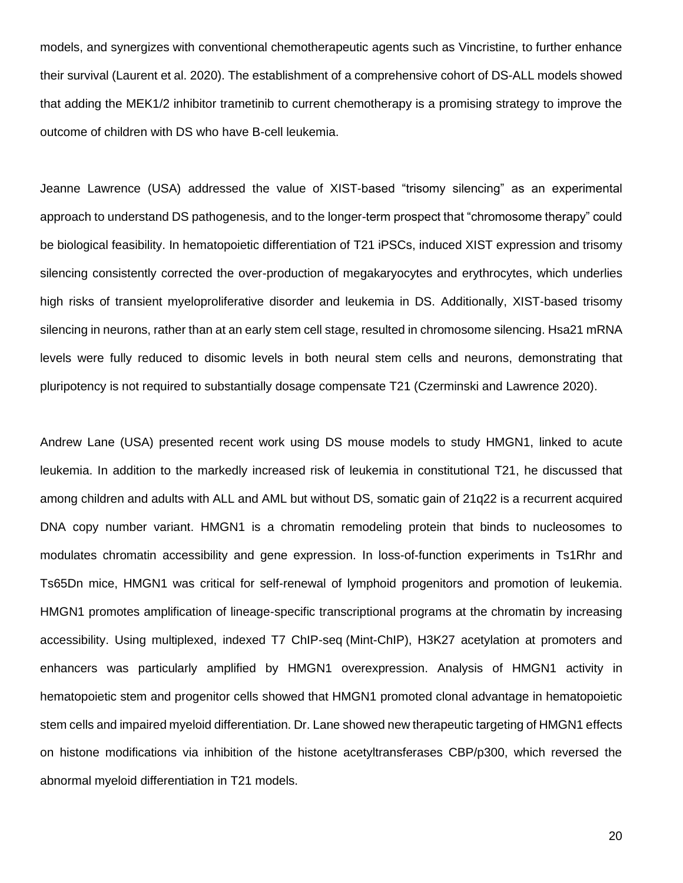models, and synergizes with conventional chemotherapeutic agents such as Vincristine, to further enhance their survival (Laurent et al. 2020). The establishment of a comprehensive cohort of DS-ALL models showed that adding the MEK1/2 inhibitor trametinib to current chemotherapy is a promising strategy to improve the outcome of children with DS who have B-cell leukemia.

Jeanne Lawrence (USA) addressed the value of XIST-based "trisomy silencing" as an experimental approach to understand DS pathogenesis, and to the longer-term prospect that "chromosome therapy" could be biological feasibility. In hematopoietic differentiation of T21 iPSCs, induced XIST expression and trisomy silencing consistently corrected the over-production of megakaryocytes and erythrocytes, which underlies high risks of transient myeloproliferative disorder and leukemia in DS. Additionally, XIST-based trisomy silencing in neurons, rather than at an early stem cell stage, resulted in chromosome silencing. Hsa21 mRNA levels were fully reduced to disomic levels in both neural stem cells and neurons, demonstrating that pluripotency is not required to substantially dosage compensate T21 (Czerminski and Lawrence 2020).

Andrew Lane (USA) presented recent work using DS mouse models to study HMGN1, linked to acute leukemia. In addition to the markedly increased risk of leukemia in constitutional T21, he discussed that among children and adults with ALL and AML but without DS, somatic gain of 21q22 is a recurrent acquired DNA copy number variant. HMGN1 is a chromatin remodeling protein that binds to nucleosomes to modulates chromatin accessibility and gene expression. In loss-of-function experiments in Ts1Rhr and Ts65Dn mice, HMGN1 was critical for self-renewal of lymphoid progenitors and promotion of leukemia. HMGN1 promotes amplification of lineage-specific transcriptional programs at the chromatin by increasing accessibility. Using multiplexed, indexed T7 ChIP-seq (Mint-ChIP), H3K27 acetylation at promoters and enhancers was particularly amplified by HMGN1 overexpression. Analysis of HMGN1 activity in hematopoietic stem and progenitor cells showed that HMGN1 promoted clonal advantage in hematopoietic stem cells and impaired myeloid differentiation. Dr. Lane showed new therapeutic targeting of HMGN1 effects on histone modifications via inhibition of the histone acetyltransferases CBP/p300, which reversed the abnormal myeloid differentiation in T21 models.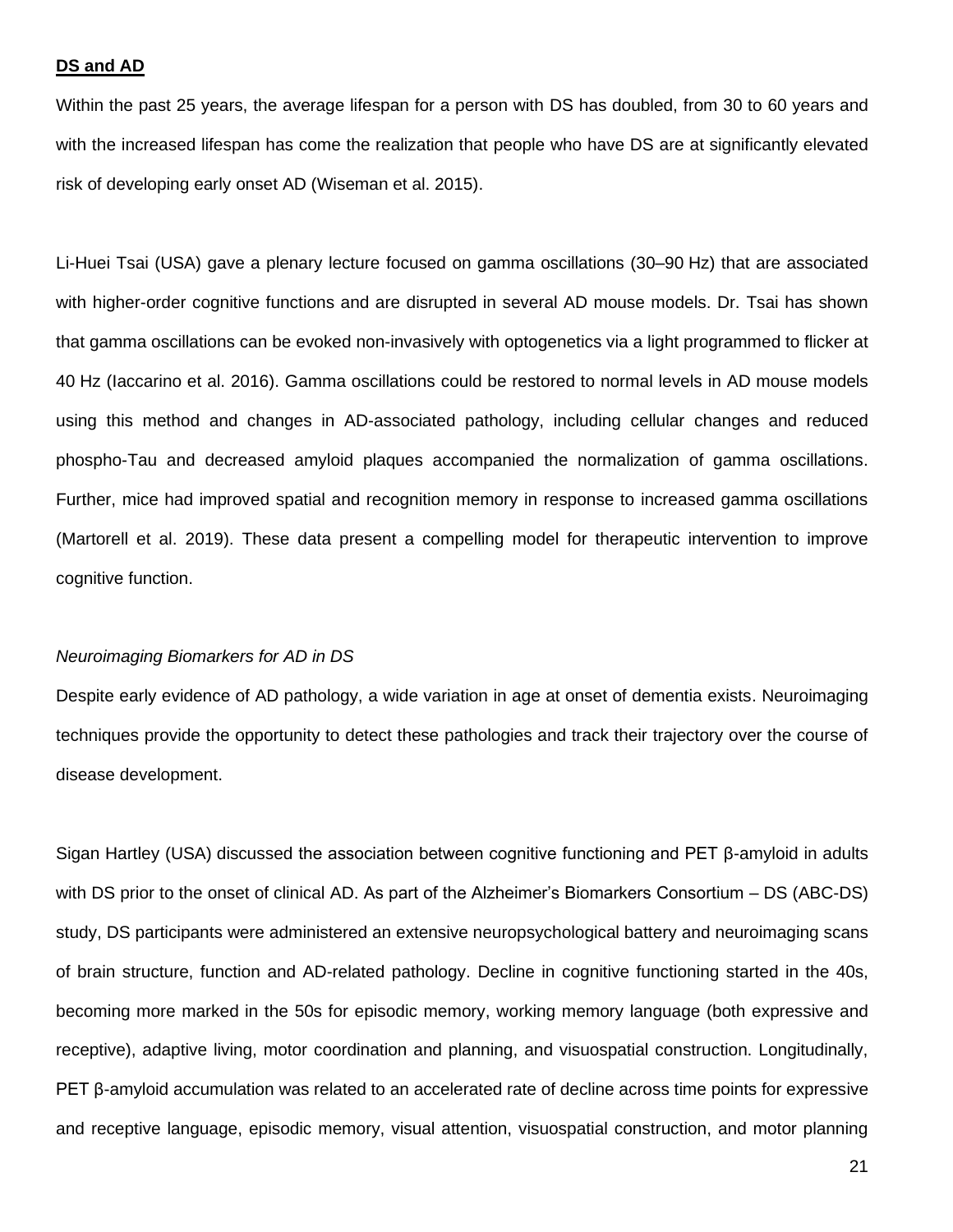**DS and AD**

Within the past 25 years, the average lifespan for a person with DS has doubled, from 30 to 60 years and with the increased lifespan has come the realization that people who have DS are at significantly elevated risk of developing early onset AD (Wiseman et al. 2015).

Li-Huei Tsai (USA) gave a plenary lecture focused on gamma oscillations (30–90 Hz) that are associated with higher-order cognitive functions and are disrupted in several AD mouse models. Dr. Tsai has shown that gamma oscillations can be evoked non-invasively with optogenetics via a light programmed to flicker at 40 Hz (Iaccarino et al. 2016). Gamma oscillations could be restored to normal levels in AD mouse models using this method and changes in AD-associated pathology, including cellular changes and reduced phospho-Tau and decreased amyloid plaques accompanied the normalization of gamma oscillations. Further, mice had improved spatial and recognition memory in response to increased gamma oscillations (Martorell et al. 2019). These data present a compelling model for therapeutic intervention to improve cognitive function.

*Neuroimaging Biomarkers for AD in DS*

Despite early evidence of AD pathology, a wide variation in age at onset of dementia exists. Neuroimaging techniques provide the opportunity to detect these pathologies and track their trajectory over the course of disease development.

Sigan Hartley (USA) discussed the association between cognitive functioning and PET β-amyloid in adults with DS prior to the onset of clinical AD. As part of the Alzheimer's Biomarkers Consortium – DS (ABC-DS) study, DS participants were administered an extensive neuropsychological battery and neuroimaging scans of brain structure, function and AD-related pathology. Decline in cognitive functioning started in the 40s, becoming more marked in the 50s for episodic memory, working memory language (both expressive and receptive), adaptive living, motor coordination and planning, and visuospatial construction. Longitudinally, PET β-amyloid accumulation was related to an accelerated rate of decline across time points for expressive and receptive language, episodic memory, visual attention, visuospatial construction, and motor planning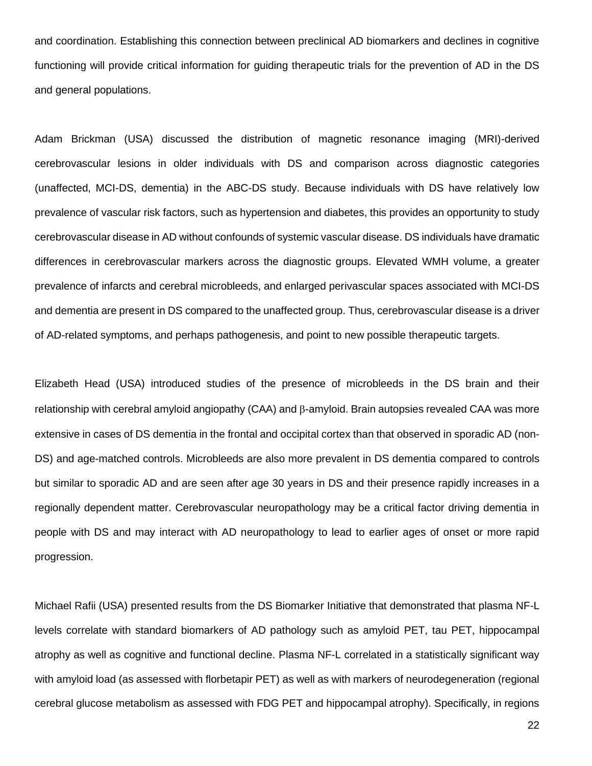and coordination. Establishing this connection between preclinical AD biomarkers and declines in cognitive functioning will provide critical information for guiding therapeutic trials for the prevention of AD in the DS and general populations.

Adam Brickman (USA) discussed the distribution of magnetic resonance imaging (MRI)-derived cerebrovascular lesions in older individuals with DS and comparison across diagnostic categories (unaffected, MCI-DS, dementia) in the ABC-DS study. Because individuals with DS have relatively low prevalence of vascular risk factors, such as hypertension and diabetes, this provides an opportunity to study cerebrovascular disease in AD without confounds of systemic vascular disease. DS individuals have dramatic differences in cerebrovascular markers across the diagnostic groups. Elevated WMH volume, a greater prevalence of infarcts and cerebral microbleeds, and enlarged perivascular spaces associated with MCI-DS and dementia are present in DS compared to the unaffected group. Thus, cerebrovascular disease is a driver of AD-related symptoms, and perhaps pathogenesis, and point to new possible therapeutic targets.

Elizabeth Head (USA) introduced studies of the presence of microbleeds in the DS brain and their relationship with cerebral amyloid angiopathy (CAA) and β-amyloid. Brain autopsies revealed CAA was more extensive in cases of DS dementia in the frontal and occipital cortex than that observed in sporadic AD (non-DS) and age-matched controls. Microbleeds are also more prevalent in DS dementia compared to controls but similar to sporadic AD and are seen after age 30 years in DS and their presence rapidly increases in a regionally dependent matter. Cerebrovascular neuropathology may be a critical factor driving dementia in people with DS and may interact with AD neuropathology to lead to earlier ages of onset or more rapid progression.

Michael Rafii (USA) presented results from the DS Biomarker Initiative that demonstrated that plasma NF-L levels correlate with standard biomarkers of AD pathology such as amyloid PET, tau PET, hippocampal atrophy as well as cognitive and functional decline. Plasma NF-L correlated in a statistically significant way with amyloid load (as assessed with florbetapir PET) as well as with markers of neurodegeneration (regional cerebral glucose metabolism as assessed with FDG PET and hippocampal atrophy). Specifically, in regions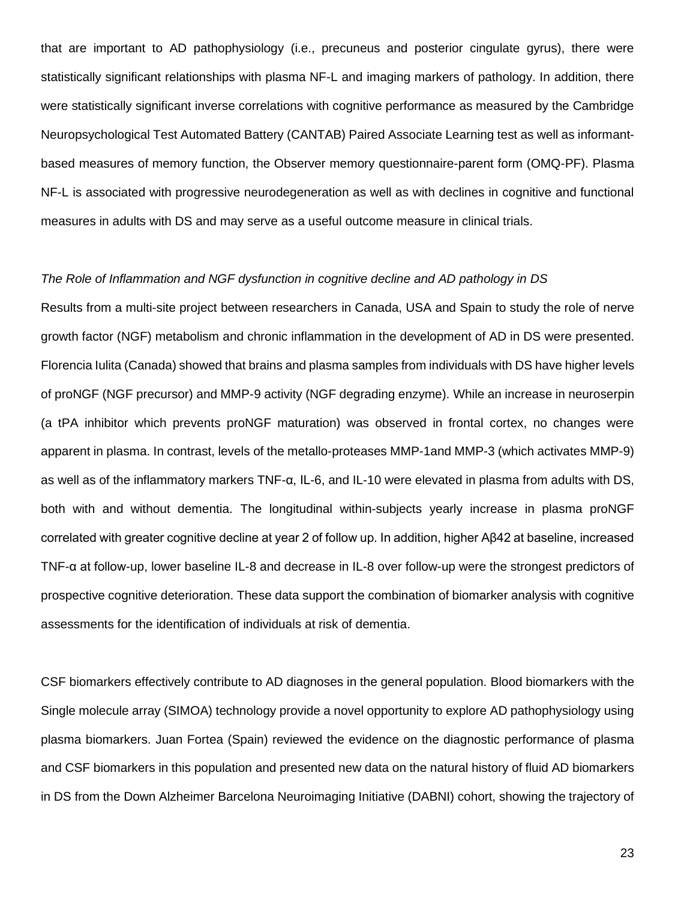that are important to AD pathophysiology (i.e., precuneus and posterior cingulate gyrus), there were statistically significant relationships with plasma NF-L and imaging markers of pathology. In addition, there were statistically significant inverse correlations with cognitive performance as measured by the Cambridge Neuropsychological Test Automated Battery (CANTAB) Paired Associate Learning test as well as informant-based measures of memory function, the Observer memory questionnaire-parent form (OMQ-PF). Plasma NF-L is associated with progressive neurodegeneration as well as with declines in cognitive and functional measures in adults with DS and may serve as a useful outcome measure in clinical trials.

*The Role of Inflammation and NGF dysfunction in cognitive decline and AD pathology in DS*

Results from a multi-site project between researchers in Canada, USA and Spain to study the role of nerve growth factor (NGF) metabolism and chronic inflammation in the development of AD in DS were presented. Florencia Iulita (Canada) showed that brains and plasma samples from individuals with DS have higher levels of proNGF (NGF precursor) and MMP-9 activity (NGF degrading enzyme). While an increase in neuroserpin (a tPA inhibitor which prevents proNGF maturation) was observed in frontal cortex, no changes were apparent in plasma. In contrast, levels of the metallo-proteases MMP-1and MMP-3 (which activates MMP-9) as well as of the inflammatory markers TNF-α, IL-6, and IL-10 were elevated in plasma from adults with DS, both with and without dementia. The longitudinal within-subjects yearly increase in plasma proNGF correlated with greater cognitive decline at year 2 of follow up. In addition, higher Aβ42 at baseline, increased TNF-α at follow-up, lower baseline IL-8 and decrease in IL-8 over follow-up were the strongest predictors of prospective cognitive deterioration. These data support the combination of biomarker analysis with cognitive assessments for the identification of individuals at risk of dementia.

CSF biomarkers effectively contribute to AD diagnoses in the general population. Blood biomarkers with the Single molecule array (SIMOA) technology provide a novel opportunity to explore AD pathophysiology using plasma biomarkers. Juan Fortea (Spain) reviewed the evidence on the diagnostic performance of plasma and CSF biomarkers in this population and presented new data on the natural history of fluid AD biomarkers in DS from the Down Alzheimer Barcelona Neuroimaging Initiative (DABNI) cohort, showing the trajectory of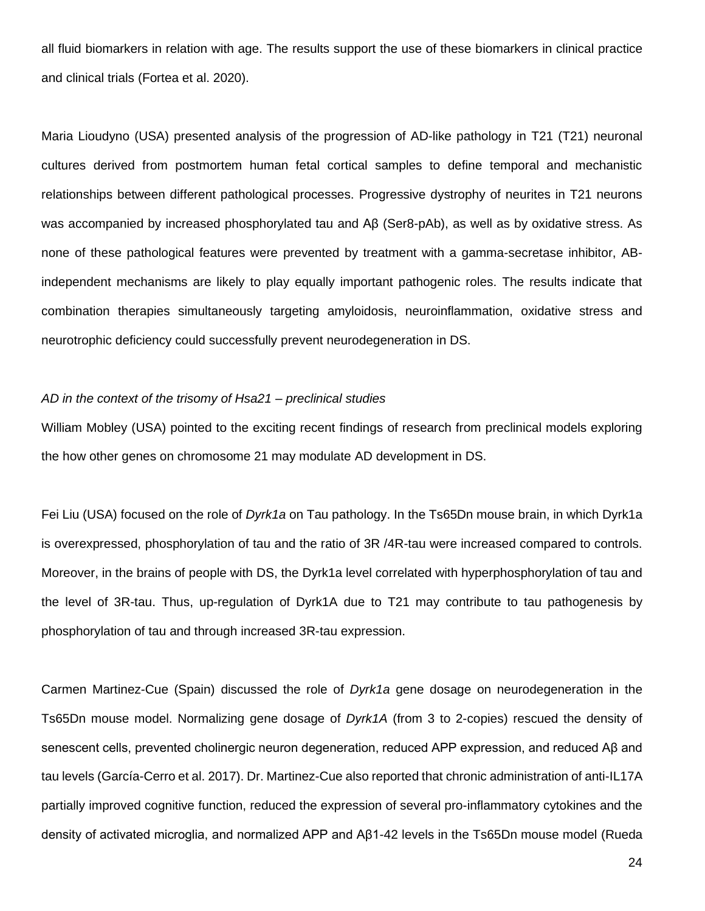all fluid biomarkers in relation with age. The results support the use of these biomarkers in clinical practice and clinical trials (Fortea et al. 2020).

Maria Lioudyno (USA) presented analysis of the progression of AD-like pathology in T21 (T21) neuronal cultures derived from postmortem human fetal cortical samples to define temporal and mechanistic relationships between different pathological processes. Progressive dystrophy of neurites in T21 neurons was accompanied by increased phosphorylated tau and Aβ (Ser8-pAb), as well as by oxidative stress. As none of these pathological features were prevented by treatment with a gamma-secretase inhibitor, AB-independent mechanisms are likely to play equally important pathogenic roles. The results indicate that combination therapies simultaneously targeting amyloidosis, neuroinflammation, oxidative stress and neurotrophic deficiency could successfully prevent neurodegeneration in DS.

*AD in the context of the trisomy of Hsa21 – preclinical studies*

William Mobley (USA) pointed to the exciting recent findings of research from preclinical models exploring the how other genes on chromosome 21 may modulate AD development in DS.

Fei Liu (USA) focused on the role of *Dyrk1a* on Tau pathology. In the Ts65Dn mouse brain, in which Dyrk1a is overexpressed, phosphorylation of tau and the ratio of 3R /4R-tau were increased compared to controls. Moreover, in the brains of people with DS, the Dyrk1a level correlated with hyperphosphorylation of tau and the level of 3R-tau. Thus, up-regulation of Dyrk1A due to T21 may contribute to tau pathogenesis by phosphorylation of tau and through increased 3R-tau expression.

Carmen Martinez-Cue (Spain) discussed the role of *Dyrk1a* gene dosage on neurodegeneration in the Ts65Dn mouse model. Normalizing gene dosage of *Dyrk1A* (from 3 to 2-copies) rescued the density of senescent cells, prevented cholinergic neuron degeneration, reduced APP expression, and reduced Aβ and tau levels (García-Cerro et al. 2017). Dr. Martinez-Cue also reported that chronic administration of anti-IL17A partially improved cognitive function, reduced the expression of several pro-inflammatory cytokines and the density of activated microglia, and normalized APP and Aβ1-42 levels in the Ts65Dn mouse model (Rueda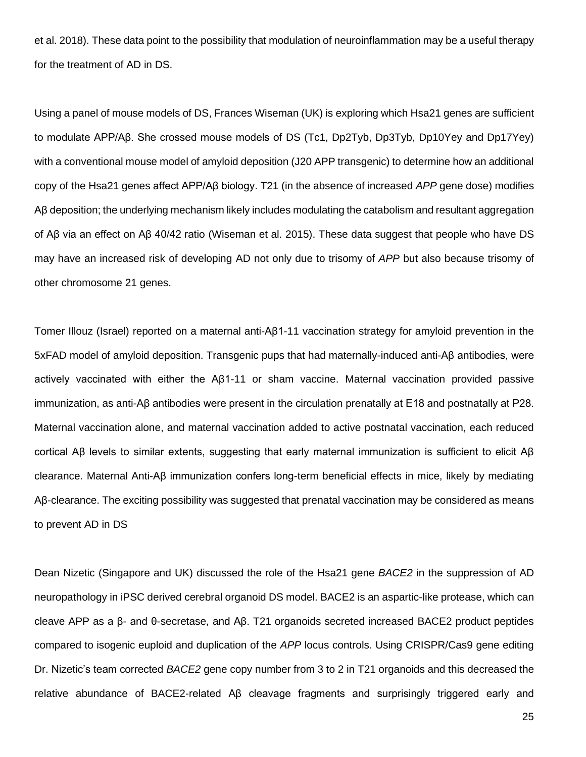et al. 2018). These data point to the possibility that modulation of neuroinflammation may be a useful therapy for the treatment of AD in DS.

Using a panel of mouse models of DS, Frances Wiseman (UK) is exploring which Hsa21 genes are sufficient to modulate APP/Aβ. She crossed mouse models of DS (Tc1, Dp2Tyb, Dp3Tyb, Dp10Yey and Dp17Yey) with a conventional mouse model of amyloid deposition (J20 APP transgenic) to determine how an additional copy of the Hsa21 genes affect APP/Aβ biology. T21 (in the absence of increased *APP* gene dose) modifies Aβ deposition; the underlying mechanism likely includes modulating the catabolism and resultant aggregation of Aβ via an effect on Aβ 40/42 ratio (Wiseman et al. 2015). These data suggest that people who have DS may have an increased risk of developing AD not only due to trisomy of *APP* but also because trisomy of other chromosome 21 genes.

Tomer Illouz (Israel) reported on a maternal anti-Aβ1-11 vaccination strategy for amyloid prevention in the 5xFAD model of amyloid deposition. Transgenic pups that had maternally-induced anti-Aβ antibodies, were actively vaccinated with either the Aβ1-11 or sham vaccine. Maternal vaccination provided passive immunization, as anti-Aβ antibodies were present in the circulation prenatally at E18 and postnatally at P28. Maternal vaccination alone, and maternal vaccination added to active postnatal vaccination, each reduced cortical Aβ levels to similar extents, suggesting that early maternal immunization is sufficient to elicit Aβ clearance. Maternal Anti-Aβ immunization confers long-term beneficial effects in mice, likely by mediating Aβ-clearance. The exciting possibility was suggested that prenatal vaccination may be considered as means to prevent AD in DS

Dean Nizetic (Singapore and UK) discussed the role of the Hsa21 gene *BACE2* in the suppression of AD neuropathology in iPSC derived cerebral organoid DS model. BACE2 is an aspartic-like protease, which can cleave APP as a β- and θ-secretase, and Aβ. T21 organoids secreted increased BACE2 product peptides compared to isogenic euploid and duplication of the *APP* locus controls. Using CRISPR/Cas9 gene editing Dr. Nizetic's team corrected *BACE2* gene copy number from 3 to 2 in T21 organoids and this decreased the relative abundance of BACE2-related Aβ cleavage fragments and surprisingly triggered early and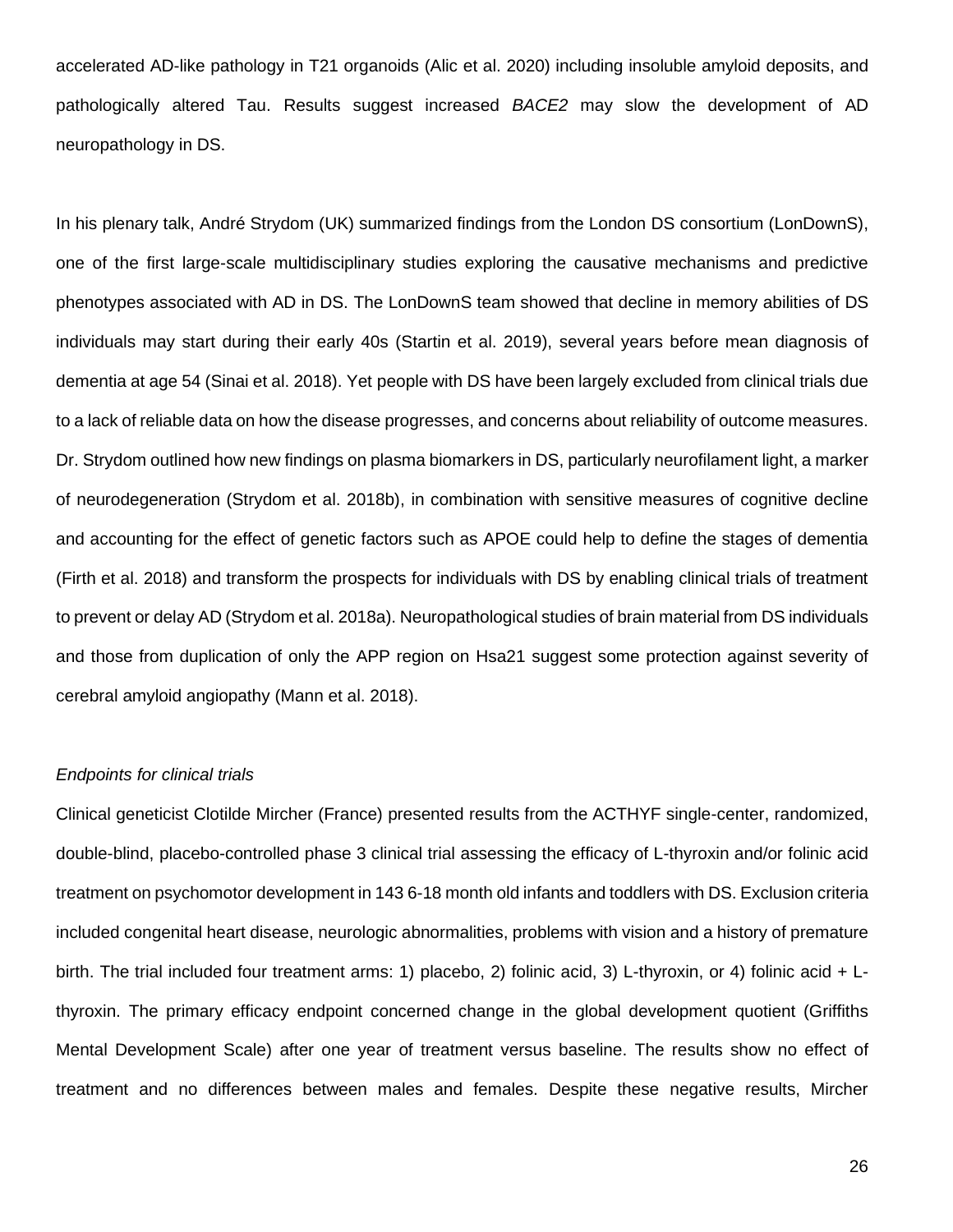accelerated AD-like pathology in T21 organoids (Alic et al. 2020) including insoluble amyloid deposits, and pathologically altered Tau. Results suggest increased *BACE2* may slow the development of AD neuropathology in DS.

In his plenary talk, André Strydom (UK) summarized findings from the London DS consortium (LonDownS), one of the first large-scale multidisciplinary studies exploring the causative mechanisms and predictive phenotypes associated with AD in DS. The LonDownS team showed that decline in memory abilities of DS individuals may start during their early 40s (Startin et al. 2019), several years before mean diagnosis of dementia at age 54 (Sinai et al. 2018). Yet people with DS have been largely excluded from clinical trials due to a lack of reliable data on how the disease progresses, and concerns about reliability of outcome measures. Dr. Strydom outlined how new findings on plasma biomarkers in DS, particularly neurofilament light, a marker of neurodegeneration (Strydom et al. 2018b), in combination with sensitive measures of cognitive decline and accounting for the effect of genetic factors such as APOE could help to define the stages of dementia (Firth et al. 2018) and transform the prospects for individuals with DS by enabling clinical trials of treatment to prevent or delay AD (Strydom et al. 2018a). Neuropathological studies of brain material from DS individuals and those from duplication of only the APP region on Hsa21 suggest some protection against severity of cerebral amyloid angiopathy (Mann et al. 2018).

*Endpoints for clinical trials*

Clinical geneticist Clotilde Mircher (France) presented results from the ACTHYF single-center, randomized, double-blind, placebo-controlled phase 3 clinical trial assessing the efficacy of L-thyroxin and/or folinic acid treatment on psychomotor development in 143 6-18 month old infants and toddlers with DS. Exclusion criteria included congenital heart disease, neurologic abnormalities, problems with vision and a history of premature birth. The trial included four treatment arms: 1) placebo, 2) folinic acid, 3) L-thyroxin, or 4) folinic acid + L-thyroxin. The primary efficacy endpoint concerned change in the global development quotient (Griffiths Mental Development Scale) after one year of treatment versus baseline. The results show no effect of treatment and no differences between males and females. Despite these negative results, Mircher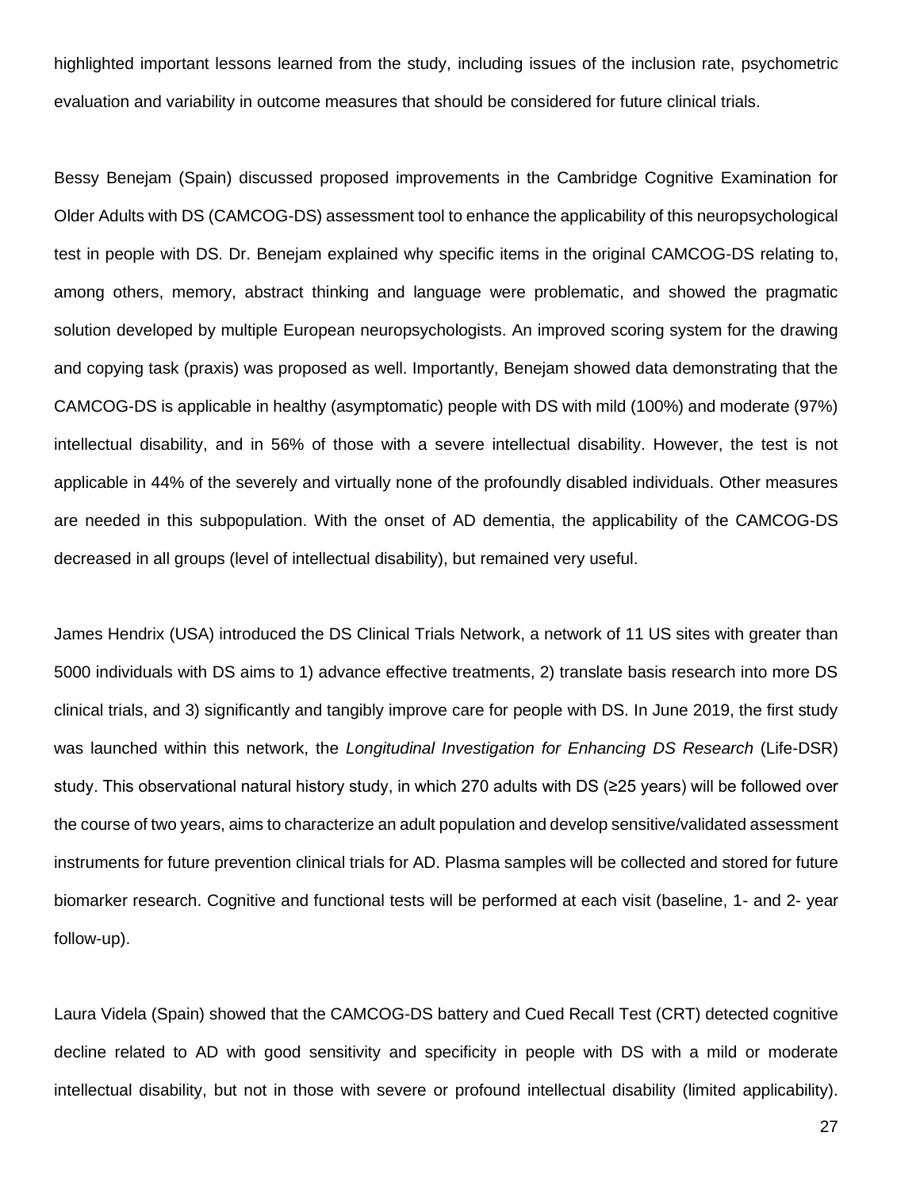highlighted important lessons learned from the study, including issues of the inclusion rate, psychometric evaluation and variability in outcome measures that should be considered for future clinical trials.

Bessy Benejam (Spain) discussed proposed improvements in the Cambridge Cognitive Examination for Older Adults with DS (CAMCOG-DS) assessment tool to enhance the applicability of this neuropsychological test in people with DS. Dr. Benejam explained why specific items in the original CAMCOG-DS relating to, among others, memory, abstract thinking and language were problematic, and showed the pragmatic solution developed by multiple European neuropsychologists. An improved scoring system for the drawing and copying task (praxis) was proposed as well. Importantly, Benejam showed data demonstrating that the CAMCOG-DS is applicable in healthy (asymptomatic) people with DS with mild (100%) and moderate (97%) intellectual disability, and in 56% of those with a severe intellectual disability. However, the test is not applicable in 44% of the severely and virtually none of the profoundly disabled individuals. Other measures are needed in this subpopulation. With the onset of AD dementia, the applicability of the CAMCOG-DS decreased in all groups (level of intellectual disability), but remained very useful.

James Hendrix (USA) introduced the DS Clinical Trials Network, a network of 11 US sites with greater than 5000 individuals with DS aims to 1) advance effective treatments, 2) translate basis research into more DS clinical trials, and 3) significantly and tangibly improve care for people with DS. In June 2019, the first study was launched within this network, the *Longitudinal Investigation for Enhancing DS Research* (Life-DSR) study. This observational natural history study, in which 270 adults with DS (≥25 years) will be followed over the course of two years, aims to characterize an adult population and develop sensitive/validated assessment instruments for future prevention clinical trials for AD. Plasma samples will be collected and stored for future biomarker research. Cognitive and functional tests will be performed at each visit (baseline, 1- and 2- year follow-up).

Laura Videla (Spain) showed that the CAMCOG-DS battery and Cued Recall Test (CRT) detected cognitive decline related to AD with good sensitivity and specificity in people with DS with a mild or moderate intellectual disability, but not in those with severe or profound intellectual disability (limited applicability).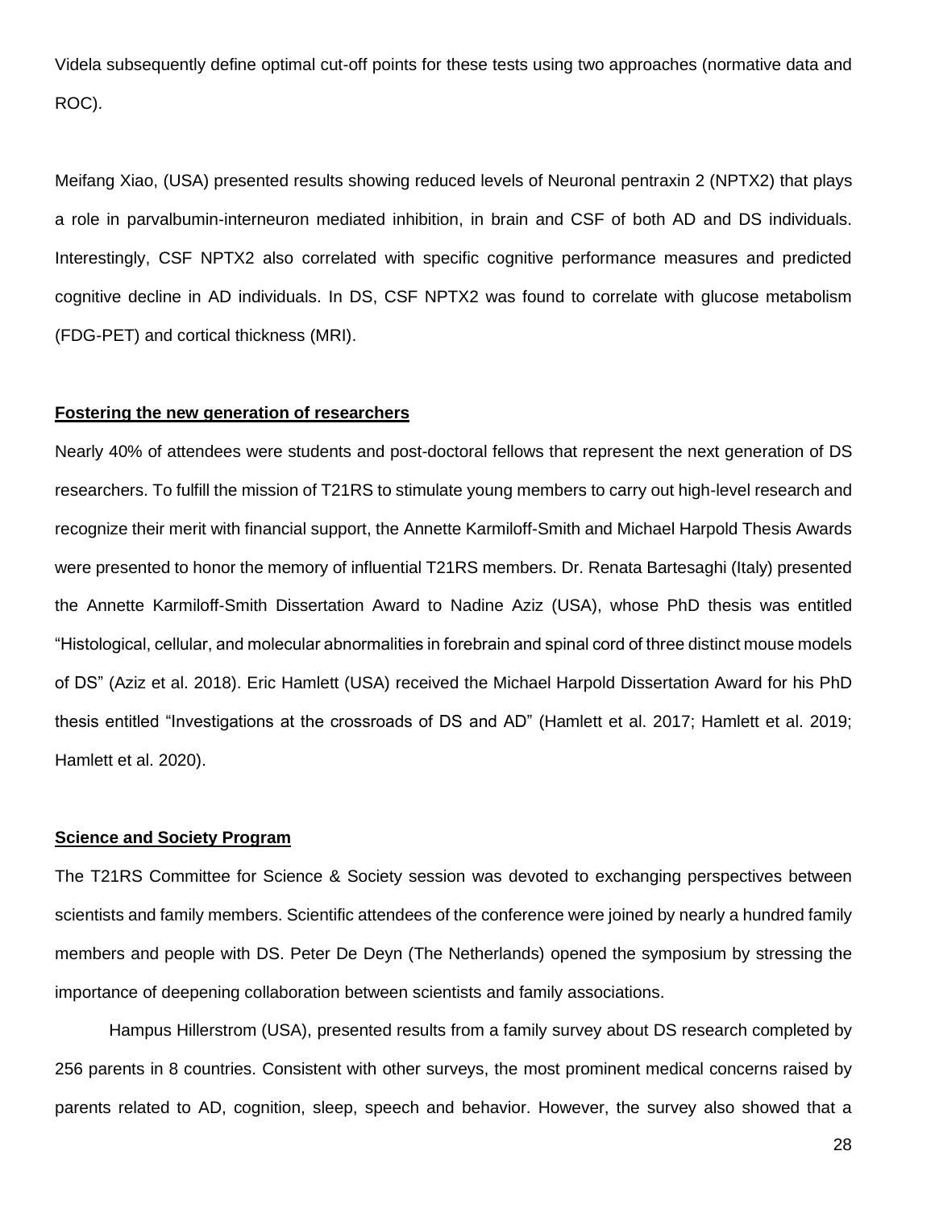Videla subsequently define optimal cut-off points for these tests using two approaches (normative data and ROC).

Meifang Xiao, (USA) presented results showing reduced levels of Neuronal pentraxin 2 (NPTX2) that plays a role in parvalbumin-interneuron mediated inhibition, in brain and CSF of both AD and DS individuals. Interestingly, CSF NPTX2 also correlated with specific cognitive performance measures and predicted cognitive decline in AD individuals. In DS, CSF NPTX2 was found to correlate with glucose metabolism (FDG-PET) and cortical thickness (MRI).

**Fostering the new generation of researchers**

Nearly 40% of attendees were students and post-doctoral fellows that represent the next generation of DS researchers. To fulfill the mission of T21RS to stimulate young members to carry out high-level research and recognize their merit with financial support, the Annette Karmiloff-Smith and Michael Harpold Thesis Awards were presented to honor the memory of influential T21RS members. Dr. Renata Bartesaghi (Italy) presented the Annette Karmiloff-Smith Dissertation Award to Nadine Aziz (USA), whose PhD thesis was entitled "Histological, cellular, and molecular abnormalities in forebrain and spinal cord of three distinct mouse models of DS" (Aziz et al. 2018). Eric Hamlett (USA) received the Michael Harpold Dissertation Award for his PhD thesis entitled "Investigations at the crossroads of DS and AD" (Hamlett et al. 2017; Hamlett et al. 2019; Hamlett et al. 2020).

**Science and Society Program**

The T21RS Committee for Science & Society session was devoted to exchanging perspectives between scientists and family members. Scientific attendees of the conference were joined by nearly a hundred family members and people with DS. Peter De Deyn (The Netherlands) opened the symposium by stressing the importance of deepening collaboration between scientists and family associations.

Hampus Hillerstrom (USA), presented results from a family survey about DS research completed by 256 parents in 8 countries. Consistent with other surveys, the most prominent medical concerns raised by parents related to AD, cognition, sleep, speech and behavior. However, the survey also showed that a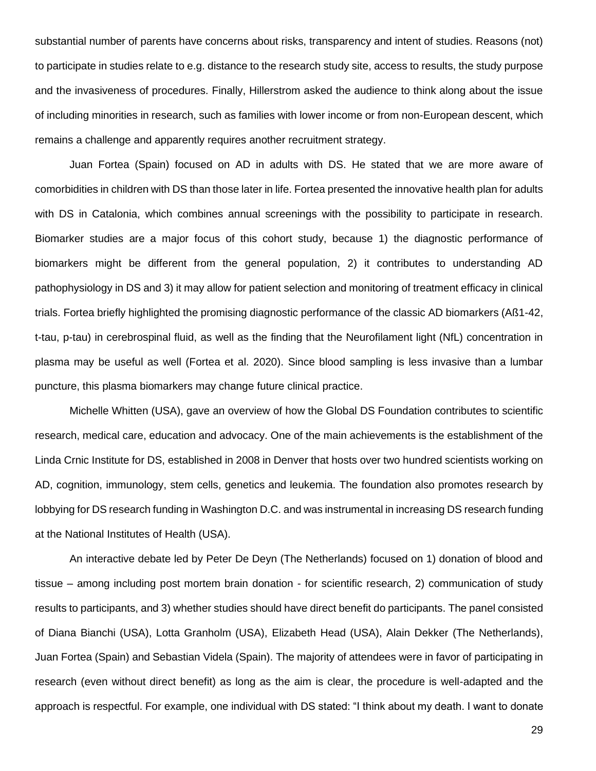substantial number of parents have concerns about risks, transparency and intent of studies. Reasons (not) to participate in studies relate to e.g. distance to the research study site, access to results, the study purpose and the invasiveness of procedures. Finally, Hillerstrom asked the audience to think along about the issue of including minorities in research, such as families with lower income or from non-European descent, which remains a challenge and apparently requires another recruitment strategy.

Juan Fortea (Spain) focused on AD in adults with DS. He stated that we are more aware of comorbidities in children with DS than those later in life. Fortea presented the innovative health plan for adults with DS in Catalonia, which combines annual screenings with the possibility to participate in research. Biomarker studies are a major focus of this cohort study, because 1) the diagnostic performance of biomarkers might be different from the general population, 2) it contributes to understanding AD pathophysiology in DS and 3) it may allow for patient selection and monitoring of treatment efficacy in clinical trials. Fortea briefly highlighted the promising diagnostic performance of the classic AD biomarkers (Aß1-42, t-tau, p-tau) in cerebrospinal fluid, as well as the finding that the Neurofilament light (NfL) concentration in plasma may be useful as well (Fortea et al. 2020). Since blood sampling is less invasive than a lumbar puncture, this plasma biomarkers may change future clinical practice.

Michelle Whitten (USA), gave an overview of how the Global DS Foundation contributes to scientific research, medical care, education and advocacy. One of the main achievements is the establishment of the Linda Crnic Institute for DS, established in 2008 in Denver that hosts over two hundred scientists working on AD, cognition, immunology, stem cells, genetics and leukemia. The foundation also promotes research by lobbying for DS research funding in Washington D.C. and was instrumental in increasing DS research funding at the National Institutes of Health (USA).

An interactive debate led by Peter De Deyn (The Netherlands) focused on 1) donation of blood and tissue – among including post mortem brain donation - for scientific research, 2) communication of study results to participants, and 3) whether studies should have direct benefit do participants. The panel consisted of Diana Bianchi (USA), Lotta Granholm (USA), Elizabeth Head (USA), Alain Dekker (The Netherlands), Juan Fortea (Spain) and Sebastian Videla (Spain). The majority of attendees were in favor of participating in research (even without direct benefit) as long as the aim is clear, the procedure is well-adapted and the approach is respectful. For example, one individual with DS stated: "I think about my death. I want to donate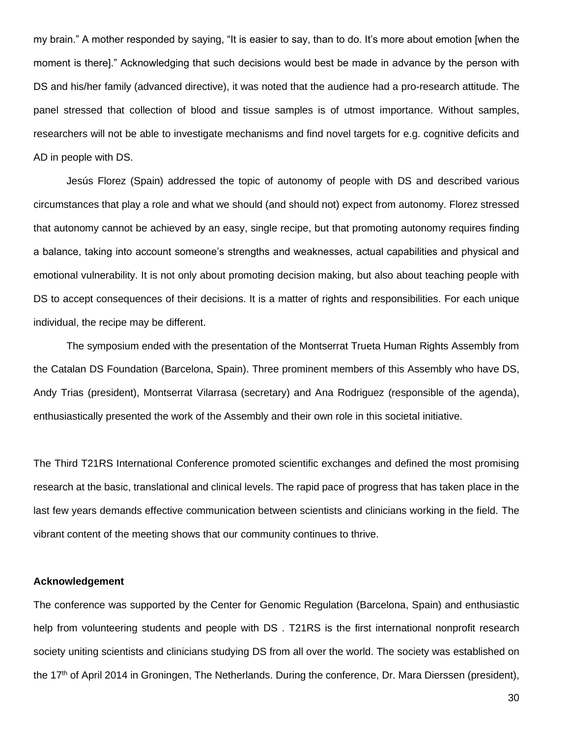my brain." A mother responded by saying, "It is easier to say, than to do. It's more about emotion [when the moment is there]." Acknowledging that such decisions would best be made in advance by the person with DS and his/her family (advanced directive), it was noted that the audience had a pro-research attitude. The panel stressed that collection of blood and tissue samples is of utmost importance. Without samples, researchers will not be able to investigate mechanisms and find novel targets for e.g. cognitive deficits and AD in people with DS.

Jesús Florez (Spain) addressed the topic of autonomy of people with DS and described various circumstances that play a role and what we should (and should not) expect from autonomy. Florez stressed that autonomy cannot be achieved by an easy, single recipe, but that promoting autonomy requires finding a balance, taking into account someone's strengths and weaknesses, actual capabilities and physical and emotional vulnerability. It is not only about promoting decision making, but also about teaching people with DS to accept consequences of their decisions. It is a matter of rights and responsibilities. For each unique individual, the recipe may be different.

The symposium ended with the presentation of the Montserrat Trueta Human Rights Assembly from the Catalan DS Foundation (Barcelona, Spain). Three prominent members of this Assembly who have DS, Andy Trias (president), Montserrat Vilarrasa (secretary) and Ana Rodriguez (responsible of the agenda), enthusiastically presented the work of the Assembly and their own role in this societal initiative.

The Third T21RS International Conference promoted scientific exchanges and defined the most promising research at the basic, translational and clinical levels. The rapid pace of progress that has taken place in the last few years demands effective communication between scientists and clinicians working in the field. The vibrant content of the meeting shows that our community continues to thrive.

**Acknowledgement**

The conference was supported by the Center for Genomic Regulation (Barcelona, Spain) and enthusiastic help from volunteering students and people with DS . T21RS is the first international nonprofit research society uniting scientists and clinicians studying DS from all over the world. The society was established on the 17th of April 2014 in Groningen, The Netherlands. During the conference, Dr. Mara Dierssen (president),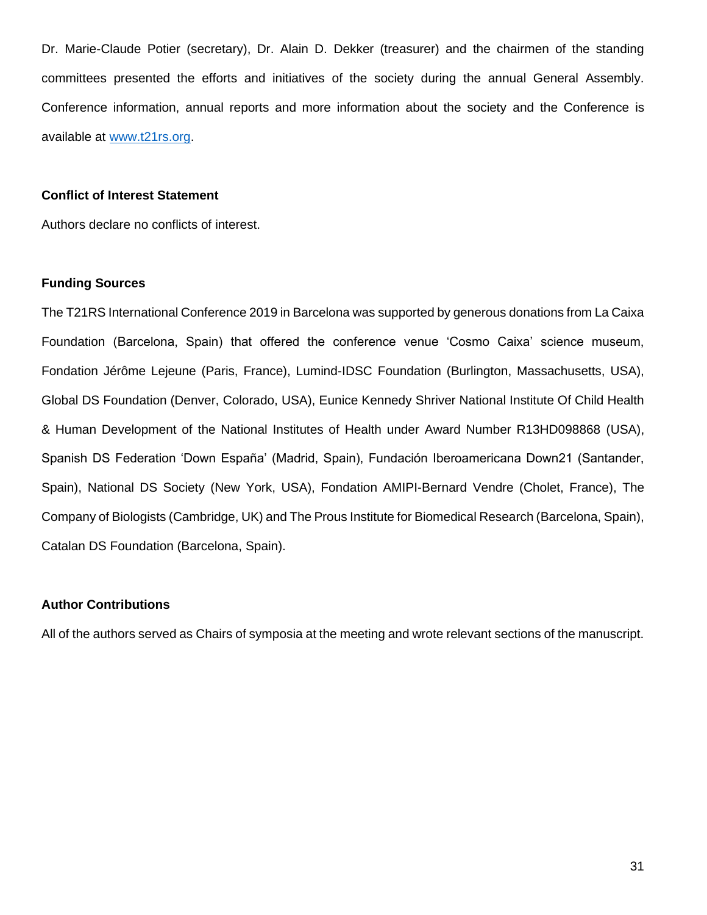Dr. Marie-Claude Potier (secretary), Dr. Alain D. Dekker (treasurer) and the chairmen of the standing committees presented the efforts and initiatives of the society during the annual General Assembly. Conference information, annual reports and more information about the society and the Conference is available at [www.t21rs.org](http://www.t21rs.org).

### Conflict of Interest Statement

Authors declare no conflicts of interest.

### Funding Sources

The T21RS International Conference 2019 in Barcelona was supported by generous donations from La Caixa Foundation (Barcelona, Spain) that offered the conference venue 'Cosmo Caixa' science museum, Fondation Jérôme Lejeune (Paris, France), Lumind-IDSC Foundation (Burlington, Massachusetts, USA), Global DS Foundation (Denver, Colorado, USA), Eunice Kennedy Shriver National Institute Of Child Health & Human Development of the National Institutes of Health under Award Number R13HD098868 (USA), Spanish DS Federation 'Down España' (Madrid, Spain), Fundación Iberoamericana Down21 (Santander, Spain), National DS Society (New York, USA), Fondation AMIPI-Bernard Vendre (Cholet, France), The Company of Biologists (Cambridge, UK) and The Prous Institute for Biomedical Research (Barcelona, Spain), Catalan DS Foundation (Barcelona, Spain).

### Author Contributions

All of the authors served as Chairs of symposia at the meeting and wrote relevant sections of the manuscript.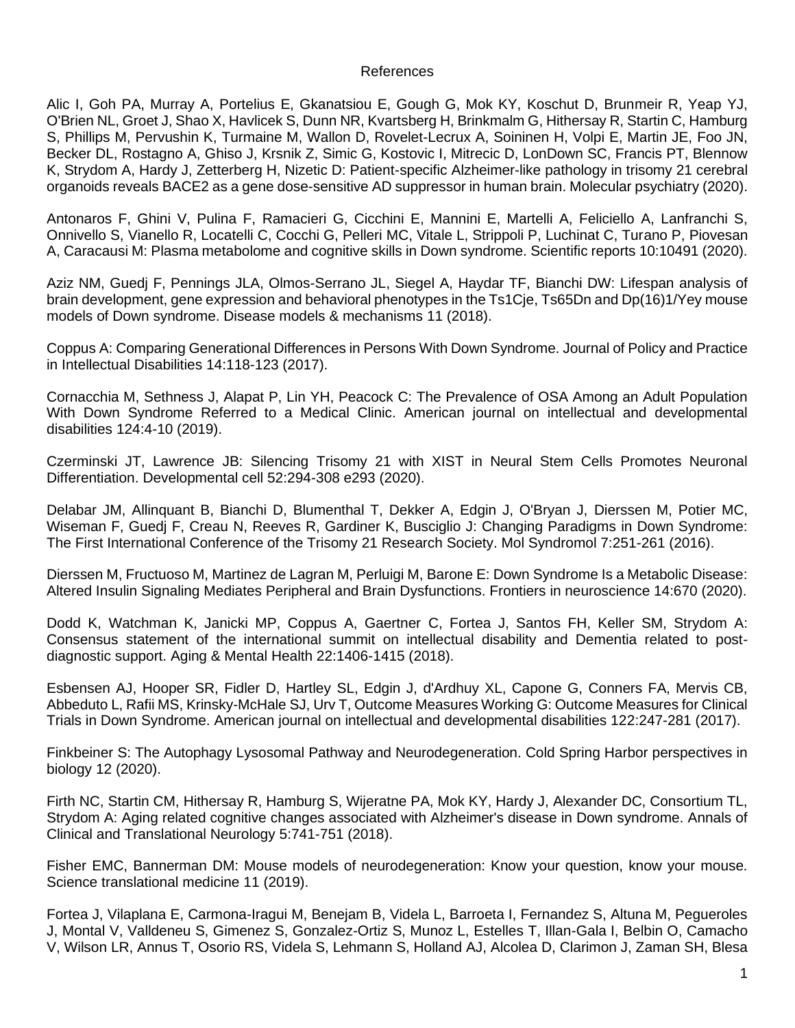References

Alic I, Goh PA, Murray A, Portelius E, Gkanatsiou E, Gough G, Mok KY, Koschut D, Brunmeir R, Yeap YJ, O'Brien NL, Groet J, Shao X, Havlicek S, Dunn NR, Kvartsberg H, Brinkmalm G, Hithersay R, Startin C, Hamburg S, Phillips M, Pervushin K, Turmaine M, Wallon D, Rovelet-Lecrux A, Soininen H, Volpi E, Martin JE, Foo JN, Becker DL, Rostagno A, Ghiso J, Krsnik Z, Simic G, Kostovic I, Mitrecic D, LonDown SC, Francis PT, Blennow K, Strydom A, Hardy J, Zetterberg H, Nizetic D: Patient-specific Alzheimer-like pathology in trisomy 21 cerebral organoids reveals BACE2 as a gene dose-sensitive AD suppressor in human brain. Molecular psychiatry (2020).

Antonaros F, Ghini V, Pulina F, Ramacieri G, Cicchini E, Mannini E, Martelli A, Feliciello A, Lanfranchi S, Onnivello S, Vianello R, Locatelli C, Cocchi G, Pelleri MC, Vitale L, Strippoli P, Luchinat C, Turano P, Piovesan A, Caracausi M: Plasma metabolome and cognitive skills in Down syndrome. Scientific reports 10:10491 (2020).

Aziz NM, Guedj F, Pennings JLA, Olmos-Serrano JL, Siegel A, Haydar TF, Bianchi DW: Lifespan analysis of brain development, gene expression and behavioral phenotypes in the Ts1Cje, Ts65Dn and Dp(16)1/Yey mouse models of Down syndrome. Disease models & mechanisms 11 (2018).

Coppus A: Comparing Generational Differences in Persons With Down Syndrome. Journal of Policy and Practice in Intellectual Disabilities 14:118-123 (2017).

Cornacchia M, Sethness J, Alapat P, Lin YH, Peacock C: The Prevalence of OSA Among an Adult Population With Down Syndrome Referred to a Medical Clinic. American journal on intellectual and developmental disabilities 124:4-10 (2019).

Czerminski JT, Lawrence JB: Silencing Trisomy 21 with XIST in Neural Stem Cells Promotes Neuronal Differentiation. Developmental cell 52:294-308 e293 (2020).

Delabar JM, Allinquant B, Bianchi D, Blumenthal T, Dekker A, Edgin J, O'Bryan J, Dierssen M, Potier MC, Wiseman F, Guedj F, Creau N, Reeves R, Gardiner K, Busciglio J: Changing Paradigms in Down Syndrome: The First International Conference of the Trisomy 21 Research Society. Mol Syndromol 7:251-261 (2016).

Dierssen M, Fructuoso M, Martinez de Lagran M, Perluigi M, Barone E: Down Syndrome Is a Metabolic Disease: Altered Insulin Signaling Mediates Peripheral and Brain Dysfunctions. Frontiers in neuroscience 14:670 (2020).

Dodd K, Watchman K, Janicki MP, Coppus A, Gaertner C, Fortea J, Santos FH, Keller SM, Strydom A: Consensus statement of the international summit on intellectual disability and Dementia related to post-diagnostic support. Aging & Mental Health 22:1406-1415 (2018).

Esbensen AJ, Hooper SR, Fidler D, Hartley SL, Edgin J, d'Ardhuy XL, Capone G, Conners FA, Mervis CB, Abbeduto L, Rafii MS, Krinsky-McHale SJ, Urv T, Outcome Measures Working G: Outcome Measures for Clinical Trials in Down Syndrome. American journal on intellectual and developmental disabilities 122:247-281 (2017).

Finkbeiner S: The Autophagy Lysosomal Pathway and Neurodegeneration. Cold Spring Harbor perspectives in biology 12 (2020).

Firth NC, Startin CM, Hithersay R, Hamburg S, Wijeratne PA, Mok KY, Hardy J, Alexander DC, Consortium TL, Strydom A: Aging related cognitive changes associated with Alzheimer's disease in Down syndrome. Annals of Clinical and Translational Neurology 5:741-751 (2018).

Fisher EMC, Bannerman DM: Mouse models of neurodegeneration: Know your question, know your mouse. Science translational medicine 11 (2019).

Fortea J, Vilaplana E, Carmona-Iragui M, Benejam B, Videla L, Barroeta I, Fernandez S, Altuna M, Pegueroles J, Montal V, Valldeneu S, Gimenez S, Gonzalez-Ortiz S, Munoz L, Estelles T, Illan-Gala I, Belbin O, Camacho V, Wilson LR, Annus T, Osorio RS, Videla S, Lehmann S, Holland AJ, Alcolea D, Clarimon J, Zaman SH, Blesa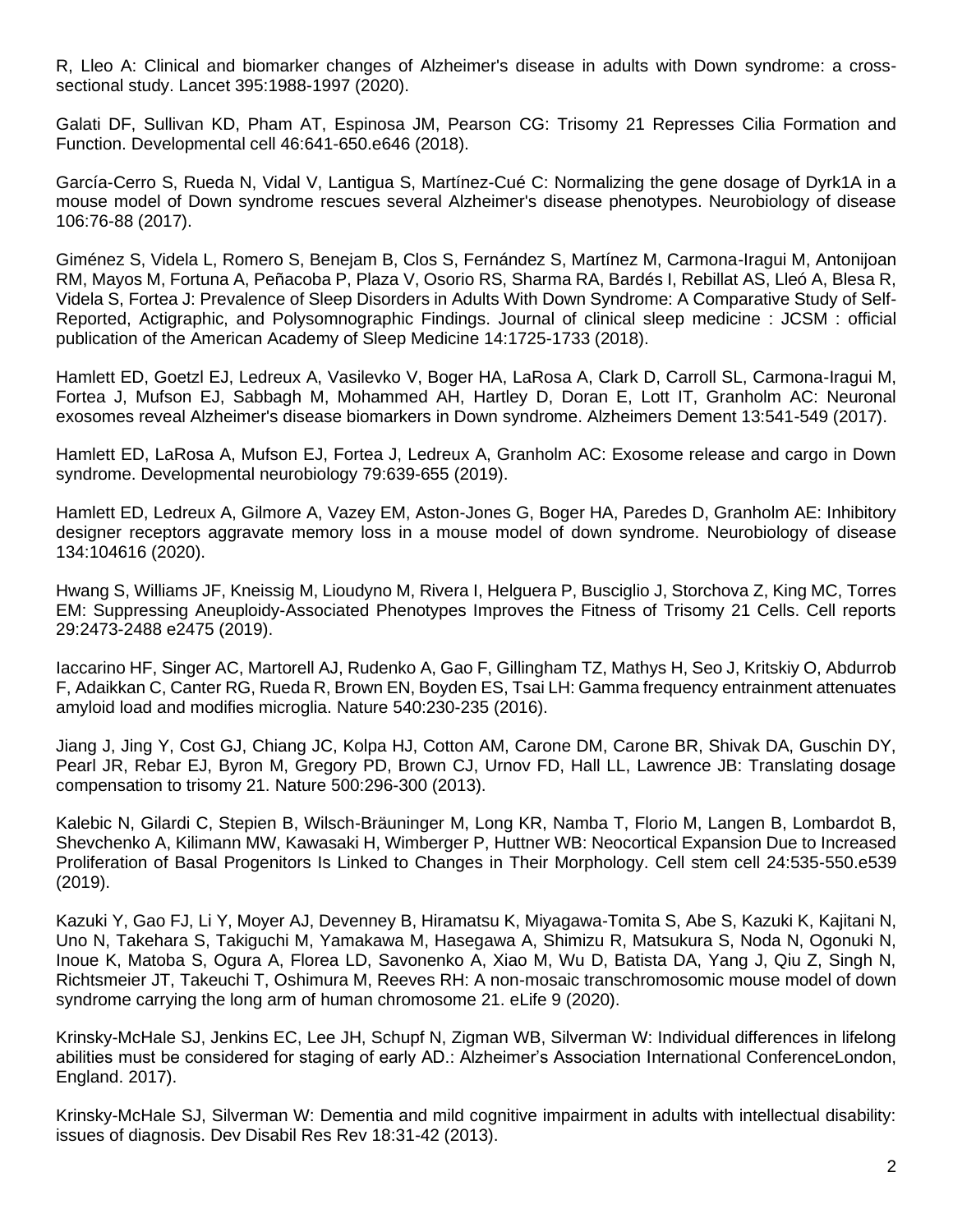R, Lleo A: Clinical and biomarker changes of Alzheimer's disease in adults with Down syndrome: a cross-sectional study. Lancet 395:1988-1997 (2020).

Galati DF, Sullivan KD, Pham AT, Espinosa JM, Pearson CG: Trisomy 21 Represses Cilia Formation and Function. Developmental cell 46:641-650.e646 (2018).

García-Cerro S, Rueda N, Vidal V, Lantigua S, Martínez-Cué C: Normalizing the gene dosage of Dyrk1A in a mouse model of Down syndrome rescues several Alzheimer's disease phenotypes. Neurobiology of disease 106:76-88 (2017).

Giménez S, Videla L, Romero S, Benejam B, Clos S, Fernández S, Martínez M, Carmona-Iragui M, Antonijoan RM, Mayos M, Fortuna A, Peñacoba P, Plaza V, Osorio RS, Sharma RA, Bardés I, Rebillat AS, Lleó A, Blesa R, Videla S, Fortea J: Prevalence of Sleep Disorders in Adults With Down Syndrome: A Comparative Study of Self-Reported, Actigraphic, and Polysomnographic Findings. Journal of clinical sleep medicine : JCSM : official publication of the American Academy of Sleep Medicine 14:1725-1733 (2018).

Hamlett ED, Goetzl EJ, Ledreux A, Vasilevko V, Boger HA, LaRosa A, Clark D, Carroll SL, Carmona-Iragui M, Fortea J, Mufson EJ, Sabbagh M, Mohammed AH, Hartley D, Doran E, Lott IT, Granholm AC: Neuronal exosomes reveal Alzheimer's disease biomarkers in Down syndrome. Alzheimers Dement 13:541-549 (2017).

Hamlett ED, LaRosa A, Mufson EJ, Fortea J, Ledreux A, Granholm AC: Exosome release and cargo in Down syndrome. Developmental neurobiology 79:639-655 (2019).

Hamlett ED, Ledreux A, Gilmore A, Vazey EM, Aston-Jones G, Boger HA, Paredes D, Granholm AE: Inhibitory designer receptors aggravate memory loss in a mouse model of down syndrome. Neurobiology of disease 134:104616 (2020).

Hwang S, Williams JF, Kneissig M, Lioudyno M, Rivera I, Helguera P, Busciglio J, Storchova Z, King MC, Torres EM: Suppressing Aneuploidy-Associated Phenotypes Improves the Fitness of Trisomy 21 Cells. Cell reports 29:2473-2488 e2475 (2019).

Iaccarino HF, Singer AC, Martorell AJ, Rudenko A, Gao F, Gillingham TZ, Mathys H, Seo J, Kritskiy O, Abdurrob F, Adaikkan C, Canter RG, Rueda R, Brown EN, Boyden ES, Tsai LH: Gamma frequency entrainment attenuates amyloid load and modifies microglia. Nature 540:230-235 (2016).

Jiang J, Jing Y, Cost GJ, Chiang JC, Kolpa HJ, Cotton AM, Carone DM, Carone BR, Shivak DA, Guschin DY, Pearl JR, Rebar EJ, Byron M, Gregory PD, Brown CJ, Urnov FD, Hall LL, Lawrence JB: Translating dosage compensation to trisomy 21. Nature 500:296-300 (2013).

Kalebic N, Gilardi C, Stepien B, Wilsch-Bräuninger M, Long KR, Namba T, Florio M, Langen B, Lombardot B, Shevchenko A, Kilimann MW, Kawasaki H, Wimberger P, Huttner WB: Neocortical Expansion Due to Increased Proliferation of Basal Progenitors Is Linked to Changes in Their Morphology. Cell stem cell 24:535-550.e539 (2019).

Kazuki Y, Gao FJ, Li Y, Moyer AJ, Devenney B, Hiramatsu K, Miyagawa-Tomita S, Abe S, Kazuki K, Kajitani N, Uno N, Takehara S, Takiguchi M, Yamakawa M, Hasegawa A, Shimizu R, Matsukura S, Noda N, Ogonuki N, Inoue K, Matoba S, Ogura A, Florea LD, Savonenko A, Xiao M, Wu D, Batista DA, Yang J, Qiu Z, Singh N, Richtsmeier JT, Takeuchi T, Oshimura M, Reeves RH: A non-mosaic transchromosomic mouse model of down syndrome carrying the long arm of human chromosome 21. eLife 9 (2020).

Krinsky-McHale SJ, Jenkins EC, Lee JH, Schupf N, Zigman WB, Silverman W: Individual differences in lifelong abilities must be considered for staging of early AD.: Alzheimer's Association International ConferenceLondon, England. 2017).

Krinsky-McHale SJ, Silverman W: Dementia and mild cognitive impairment in adults with intellectual disability: issues of diagnosis. Dev Disabil Res Rev 18:31-42 (2013).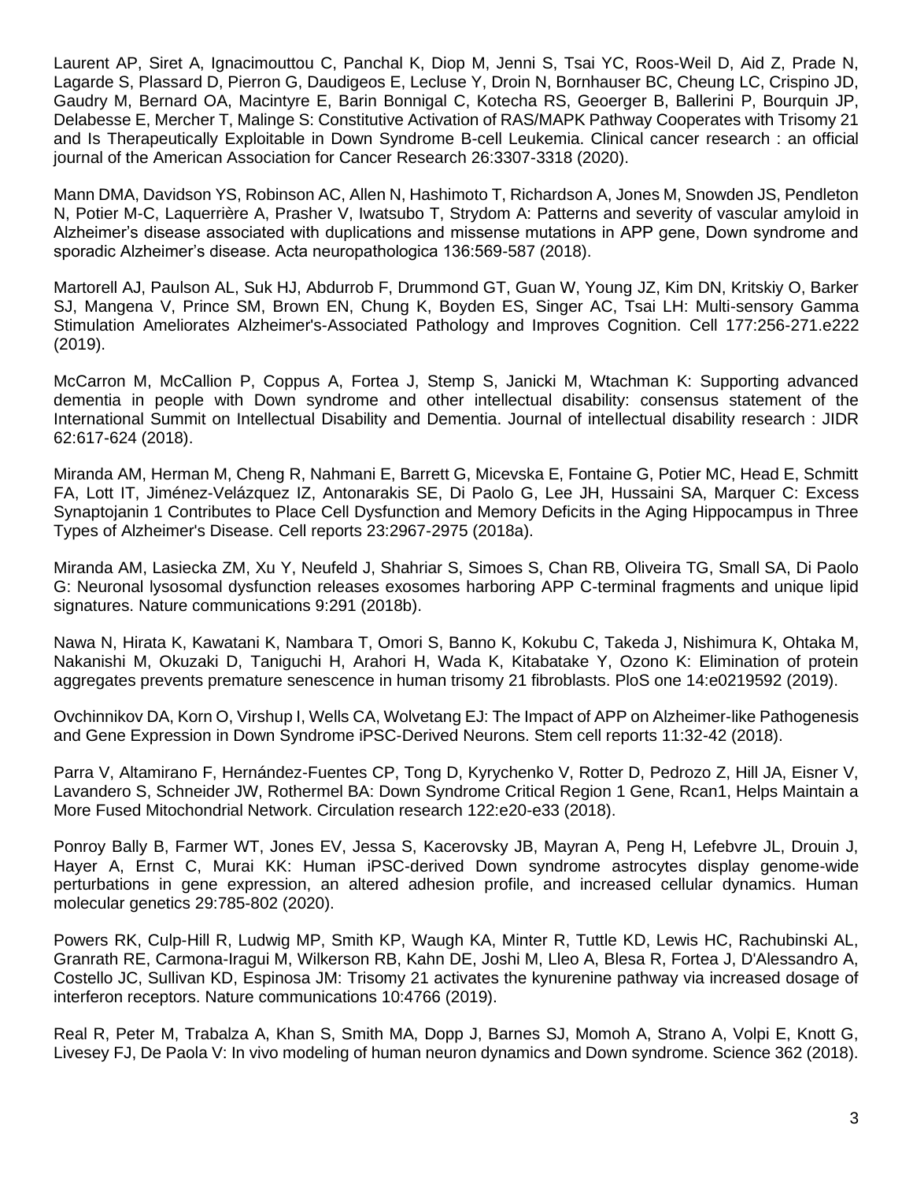Laurent AP, Siret A, Ignacimouttou C, Panchal K, Diop M, Jenni S, Tsai YC, Roos-Weil D, Aid Z, Prade N, Lagarde S, Plassard D, Pierron G, Daudigeos E, Lecluse Y, Droin N, Bornhauser BC, Cheung LC, Crispino JD, Gaudry M, Bernard OA, Macintyre E, Barin Bonnigal C, Kotecha RS, Geoerger B, Ballerini P, Bourquin JP, Delabesse E, Mercher T, Malinge S: Constitutive Activation of RAS/MAPK Pathway Cooperates with Trisomy 21 and Is Therapeutically Exploitable in Down Syndrome B-cell Leukemia. Clinical cancer research : an official journal of the American Association for Cancer Research 26:3307-3318 (2020).

Mann DMA, Davidson YS, Robinson AC, Allen N, Hashimoto T, Richardson A, Jones M, Snowden JS, Pendleton N, Potier M-C, Laquerrière A, Prasher V, Iwatsubo T, Strydom A: Patterns and severity of vascular amyloid in Alzheimer's disease associated with duplications and missense mutations in APP gene, Down syndrome and sporadic Alzheimer's disease. Acta neuropathologica 136:569-587 (2018).

Martorell AJ, Paulson AL, Suk HJ, Abdurrob F, Drummond GT, Guan W, Young JZ, Kim DN, Kritskiy O, Barker SJ, Mangena V, Prince SM, Brown EN, Chung K, Boyden ES, Singer AC, Tsai LH: Multi-sensory Gamma Stimulation Ameliorates Alzheimer's-Associated Pathology and Improves Cognition. Cell 177:256-271.e222 (2019).

McCarron M, McCallion P, Coppus A, Fortea J, Stemp S, Janicki M, Wtachman K: Supporting advanced dementia in people with Down syndrome and other intellectual disability: consensus statement of the International Summit on Intellectual Disability and Dementia. Journal of intellectual disability research : JIDR 62:617-624 (2018).

Miranda AM, Herman M, Cheng R, Nahmani E, Barrett G, Micevska E, Fontaine G, Potier MC, Head E, Schmitt FA, Lott IT, Jiménez-Velázquez IZ, Antonarakis SE, Di Paolo G, Lee JH, Hussaini SA, Marquer C: Excess Synaptojanin 1 Contributes to Place Cell Dysfunction and Memory Deficits in the Aging Hippocampus in Three Types of Alzheimer's Disease. Cell reports 23:2967-2975 (2018a).

Miranda AM, Lasiecka ZM, Xu Y, Neufeld J, Shahriar S, Simoes S, Chan RB, Oliveira TG, Small SA, Di Paolo G: Neuronal lysosomal dysfunction releases exosomes harboring APP C-terminal fragments and unique lipid signatures. Nature communications 9:291 (2018b).

Nawa N, Hirata K, Kawatani K, Nambara T, Omori S, Banno K, Kokubu C, Takeda J, Nishimura K, Ohtaka M, Nakanishi M, Okuzaki D, Taniguchi H, Arahori H, Wada K, Kitabatake Y, Ozono K: Elimination of protein aggregates prevents premature senescence in human trisomy 21 fibroblasts. PloS one 14:e0219592 (2019).

Ovchinnikov DA, Korn O, Virshup I, Wells CA, Wolvetang EJ: The Impact of APP on Alzheimer-like Pathogenesis and Gene Expression in Down Syndrome iPSC-Derived Neurons. Stem cell reports 11:32-42 (2018).

Parra V, Altamirano F, Hernández-Fuentes CP, Tong D, Kyrychenko V, Rotter D, Pedrozo Z, Hill JA, Eisner V, Lavandero S, Schneider JW, Rothermel BA: Down Syndrome Critical Region 1 Gene, Rcan1, Helps Maintain a More Fused Mitochondrial Network. Circulation research 122:e20-e33 (2018).

Ponroy Bally B, Farmer WT, Jones EV, Jessa S, Kacerovsky JB, Mayran A, Peng H, Lefebvre JL, Drouin J, Hayer A, Ernst C, Murai KK: Human iPSC-derived Down syndrome astrocytes display genome-wide perturbations in gene expression, an altered adhesion profile, and increased cellular dynamics. Human molecular genetics 29:785-802 (2020).

Powers RK, Culp-Hill R, Ludwig MP, Smith KP, Waugh KA, Minter R, Tuttle KD, Lewis HC, Rachubinski AL, Granrath RE, Carmona-Iragui M, Wilkerson RB, Kahn DE, Joshi M, Lleo A, Blesa R, Fortea J, D'Alessandro A, Costello JC, Sullivan KD, Espinosa JM: Trisomy 21 activates the kynurenine pathway via increased dosage of interferon receptors. Nature communications 10:4766 (2019).

Real R, Peter M, Trabalza A, Khan S, Smith MA, Dopp J, Barnes SJ, Momoh A, Strano A, Volpi E, Knott G, Livesey FJ, De Paola V: In vivo modeling of human neuron dynamics and Down syndrome. Science 362 (2018).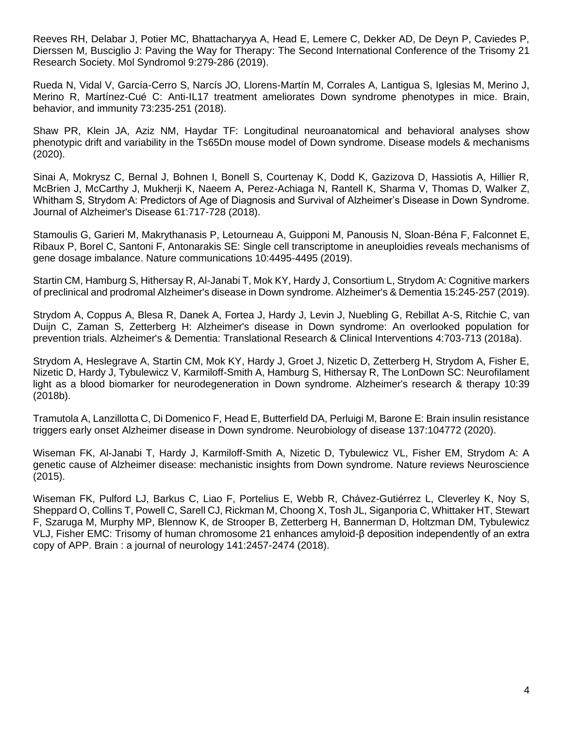Reeves RH, Delabar J, Potier MC, Bhattacharyya A, Head E, Lemere C, Dekker AD, De Deyn P, Caviedes P, Dierssen M, Busciglio J: Paving the Way for Therapy: The Second International Conference of the Trisomy 21 Research Society. Mol Syndromol 9:279-286 (2019).

Rueda N, Vidal V, García-Cerro S, Narcís JO, Llorens-Martín M, Corrales A, Lantigua S, Iglesias M, Merino J, Merino R, Martínez-Cué C: Anti-IL17 treatment ameliorates Down syndrome phenotypes in mice. Brain, behavior, and immunity 73:235-251 (2018).

Shaw PR, Klein JA, Aziz NM, Haydar TF: Longitudinal neuroanatomical and behavioral analyses show phenotypic drift and variability in the Ts65Dn mouse model of Down syndrome. Disease models & mechanisms (2020).

Sinai A, Mokrysz C, Bernal J, Bohnen I, Bonell S, Courtenay K, Dodd K, Gazizova D, Hassiotis A, Hillier R, McBrien J, McCarthy J, Mukherji K, Naeem A, Perez-Achiaga N, Rantell K, Sharma V, Thomas D, Walker Z, Whitham S, Strydom A: Predictors of Age of Diagnosis and Survival of Alzheimer's Disease in Down Syndrome. Journal of Alzheimer's Disease 61:717-728 (2018).

Stamoulis G, Garieri M, Makrythanasis P, Letourneau A, Guipponi M, Panousis N, Sloan-Béna F, Falconnet E, Ribaux P, Borel C, Santoni F, Antonarakis SE: Single cell transcriptome in aneuploidies reveals mechanisms of gene dosage imbalance. Nature communications 10:4495-4495 (2019).

Startin CM, Hamburg S, Hithersay R, Al-Janabi T, Mok KY, Hardy J, Consortium L, Strydom A: Cognitive markers of preclinical and prodromal Alzheimer's disease in Down syndrome. Alzheimer's & Dementia 15:245-257 (2019).

Strydom A, Coppus A, Blesa R, Danek A, Fortea J, Hardy J, Levin J, Nuebling G, Rebillat A-S, Ritchie C, van Duijn C, Zaman S, Zetterberg H: Alzheimer's disease in Down syndrome: An overlooked population for prevention trials. Alzheimer's & Dementia: Translational Research & Clinical Interventions 4:703-713 (2018a).

Strydom A, Heslegrave A, Startin CM, Mok KY, Hardy J, Groet J, Nizetic D, Zetterberg H, Strydom A, Fisher E, Nizetic D, Hardy J, Tybulewicz V, Karmiloff-Smith A, Hamburg S, Hithersay R, The LonDown SC: Neurofilament light as a blood biomarker for neurodegeneration in Down syndrome. Alzheimer's research & therapy 10:39 (2018b).

Tramutola A, Lanzillotta C, Di Domenico F, Head E, Butterfield DA, Perluigi M, Barone E: Brain insulin resistance triggers early onset Alzheimer disease in Down syndrome. Neurobiology of disease 137:104772 (2020).

Wiseman FK, Al-Janabi T, Hardy J, Karmiloff-Smith A, Nizetic D, Tybulewicz VL, Fisher EM, Strydom A: A genetic cause of Alzheimer disease: mechanistic insights from Down syndrome. Nature reviews Neuroscience (2015).

Wiseman FK, Pulford LJ, Barkus C, Liao F, Portelius E, Webb R, Chávez-Gutiérrez L, Cleverley K, Noy S, Sheppard O, Collins T, Powell C, Sarell CJ, Rickman M, Choong X, Tosh JL, Siganporia C, Whittaker HT, Stewart F, Szaruga M, Murphy MP, Blennow K, de Strooper B, Zetterberg H, Bannerman D, Holtzman DM, Tybulewicz VLJ, Fisher EMC: Trisomy of human chromosome 21 enhances amyloid-β deposition independently of an extra copy of APP. Brain : a journal of neurology 141:2457-2474 (2018).